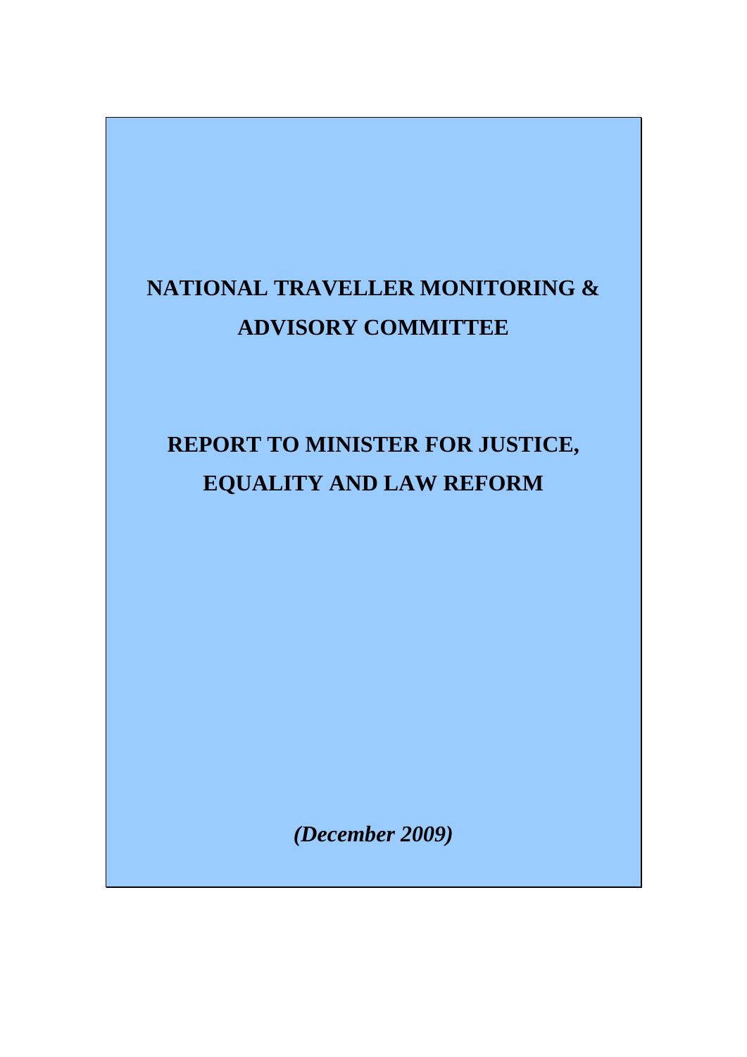# NATIONAL TRAVELLER MONITORING & ADVISORY COMMITTEE

# REPORT TO MINISTER FOR JUSTICE, EQUALITY AND LAW REFORM

***(December 2009)***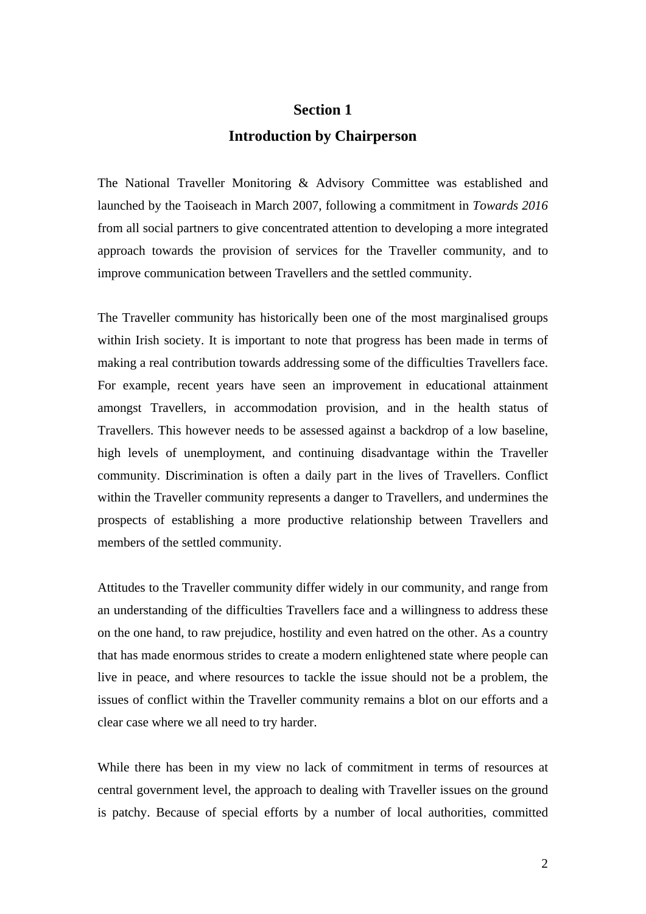# Section 1

## Introduction by Chairperson

The National Traveller Monitoring & Advisory Committee was established and launched by the Taoiseach in March 2007, following a commitment in *Towards 2016* from all social partners to give concentrated attention to developing a more integrated approach towards the provision of services for the Traveller community, and to improve communication between Travellers and the settled community.

The Traveller community has historically been one of the most marginalised groups within Irish society. It is important to note that progress has been made in terms of making a real contribution towards addressing some of the difficulties Travellers face. For example, recent years have seen an improvement in educational attainment amongst Travellers, in accommodation provision, and in the health status of Travellers. This however needs to be assessed against a backdrop of a low baseline, high levels of unemployment, and continuing disadvantage within the Traveller community. Discrimination is often a daily part in the lives of Travellers. Conflict within the Traveller community represents a danger to Travellers, and undermines the prospects of establishing a more productive relationship between Travellers and members of the settled community.

Attitudes to the Traveller community differ widely in our community, and range from an understanding of the difficulties Travellers face and a willingness to address these on the one hand, to raw prejudice, hostility and even hatred on the other. As a country that has made enormous strides to create a modern enlightened state where people can live in peace, and where resources to tackle the issue should not be a problem, the issues of conflict within the Traveller community remains a blot on our efforts and a clear case where we all need to try harder.

While there has been in my view no lack of commitment in terms of resources at central government level, the approach to dealing with Traveller issues on the ground is patchy. Because of special efforts by a number of local authorities, committed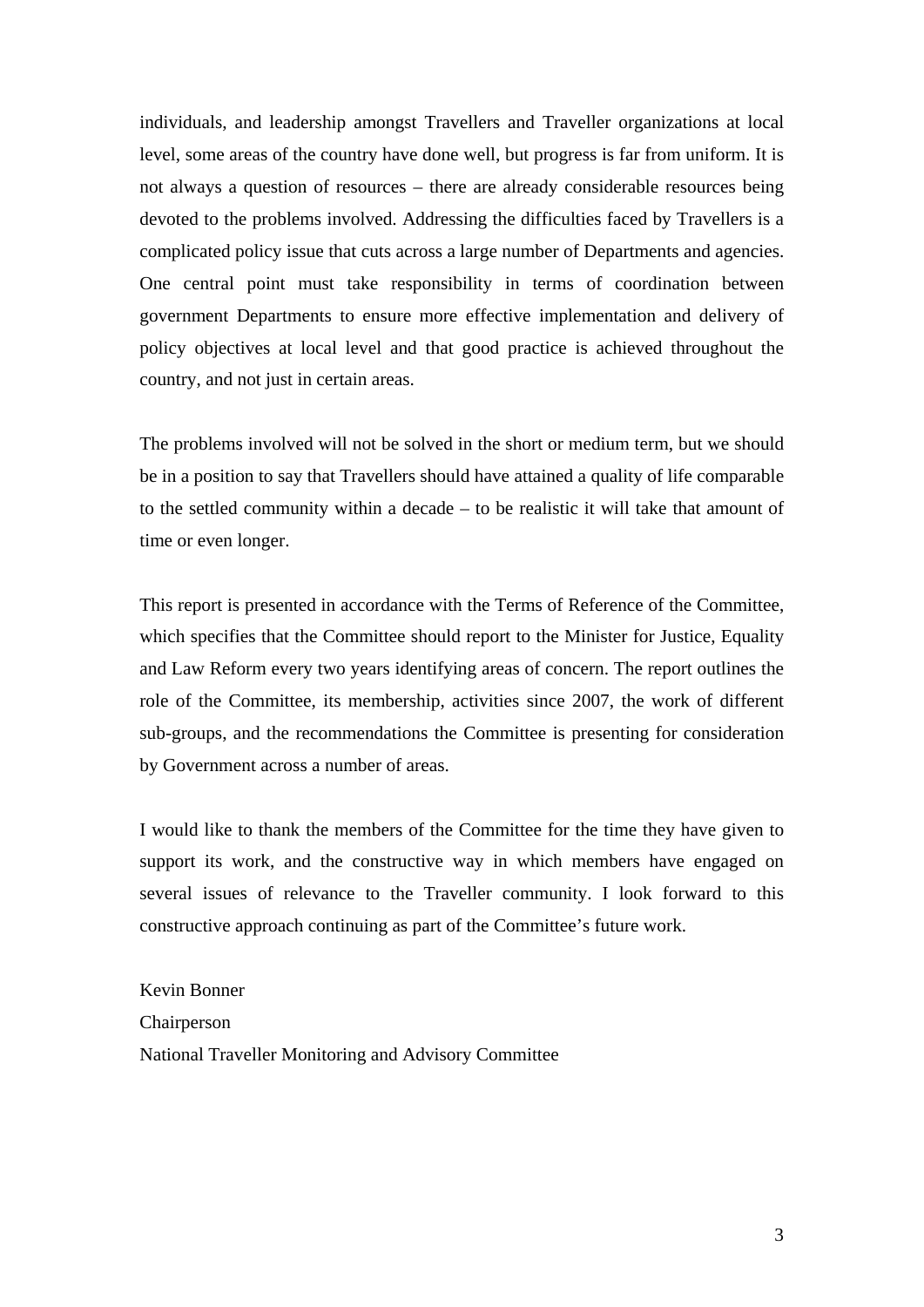individuals, and leadership amongst Travellers and Traveller organizations at local level, some areas of the country have done well, but progress is far from uniform. It is not always a question of resources – there are already considerable resources being devoted to the problems involved. Addressing the difficulties faced by Travellers is a complicated policy issue that cuts across a large number of Departments and agencies. One central point must take responsibility in terms of coordination between government Departments to ensure more effective implementation and delivery of policy objectives at local level and that good practice is achieved throughout the country, and not just in certain areas.

The problems involved will not be solved in the short or medium term, but we should be in a position to say that Travellers should have attained a quality of life comparable to the settled community within a decade – to be realistic it will take that amount of time or even longer.

This report is presented in accordance with the Terms of Reference of the Committee, which specifies that the Committee should report to the Minister for Justice, Equality and Law Reform every two years identifying areas of concern. The report outlines the role of the Committee, its membership, activities since 2007, the work of different sub-groups, and the recommendations the Committee is presenting for consideration by Government across a number of areas.

I would like to thank the members of the Committee for the time they have given to support its work, and the constructive way in which members have engaged on several issues of relevance to the Traveller community. I look forward to this constructive approach continuing as part of the Committee's future work.

Kevin Bonner
Chairperson
National Traveller Monitoring and Advisory Committee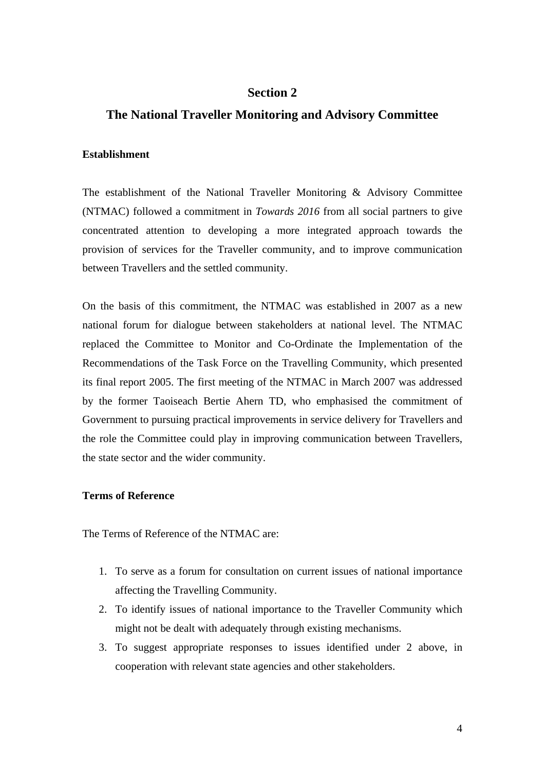# Section 2

## The National Traveller Monitoring and Advisory Committee

### Establishment

The establishment of the National Traveller Monitoring & Advisory Committee (NTMAC) followed a commitment in *Towards 2016* from all social partners to give concentrated attention to developing a more integrated approach towards the provision of services for the Traveller community, and to improve communication between Travellers and the settled community.

On the basis of this commitment, the NTMAC was established in 2007 as a new national forum for dialogue between stakeholders at national level. The NTMAC replaced the Committee to Monitor and Co-Ordinate the Implementation of the Recommendations of the Task Force on the Travelling Community, which presented its final report 2005. The first meeting of the NTMAC in March 2007 was addressed by the former Taoiseach Bertie Ahern TD, who emphasised the commitment of Government to pursuing practical improvements in service delivery for Travellers and the role the Committee could play in improving communication between Travellers, the state sector and the wider community.

### Terms of Reference

The Terms of Reference of the NTMAC are:

1. To serve as a forum for consultation on current issues of national importance affecting the Travelling Community.
2. To identify issues of national importance to the Traveller Community which might not be dealt with adequately through existing mechanisms.
3. To suggest appropriate responses to issues identified under 2 above, in cooperation with relevant state agencies and other stakeholders.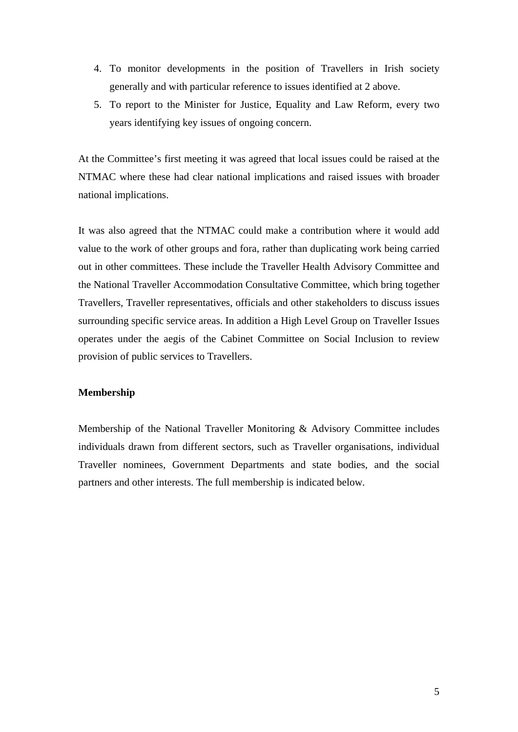4. To monitor developments in the position of Travellers in Irish society generally and with particular reference to issues identified at 2 above.
5. To report to the Minister for Justice, Equality and Law Reform, every two years identifying key issues of ongoing concern.

At the Committee's first meeting it was agreed that local issues could be raised at the NTMAC where these had clear national implications and raised issues with broader national implications.

It was also agreed that the NTMAC could make a contribution where it would add value to the work of other groups and fora, rather than duplicating work being carried out in other committees. These include the Traveller Health Advisory Committee and the National Traveller Accommodation Consultative Committee, which bring together Travellers, Traveller representatives, officials and other stakeholders to discuss issues surrounding specific service areas. In addition a High Level Group on Traveller Issues operates under the aegis of the Cabinet Committee on Social Inclusion to review provision of public services to Travellers.

**Membership**

Membership of the National Traveller Monitoring & Advisory Committee includes individuals drawn from different sectors, such as Traveller organisations, individual Traveller nominees, Government Departments and state bodies, and the social partners and other interests. The full membership is indicated below.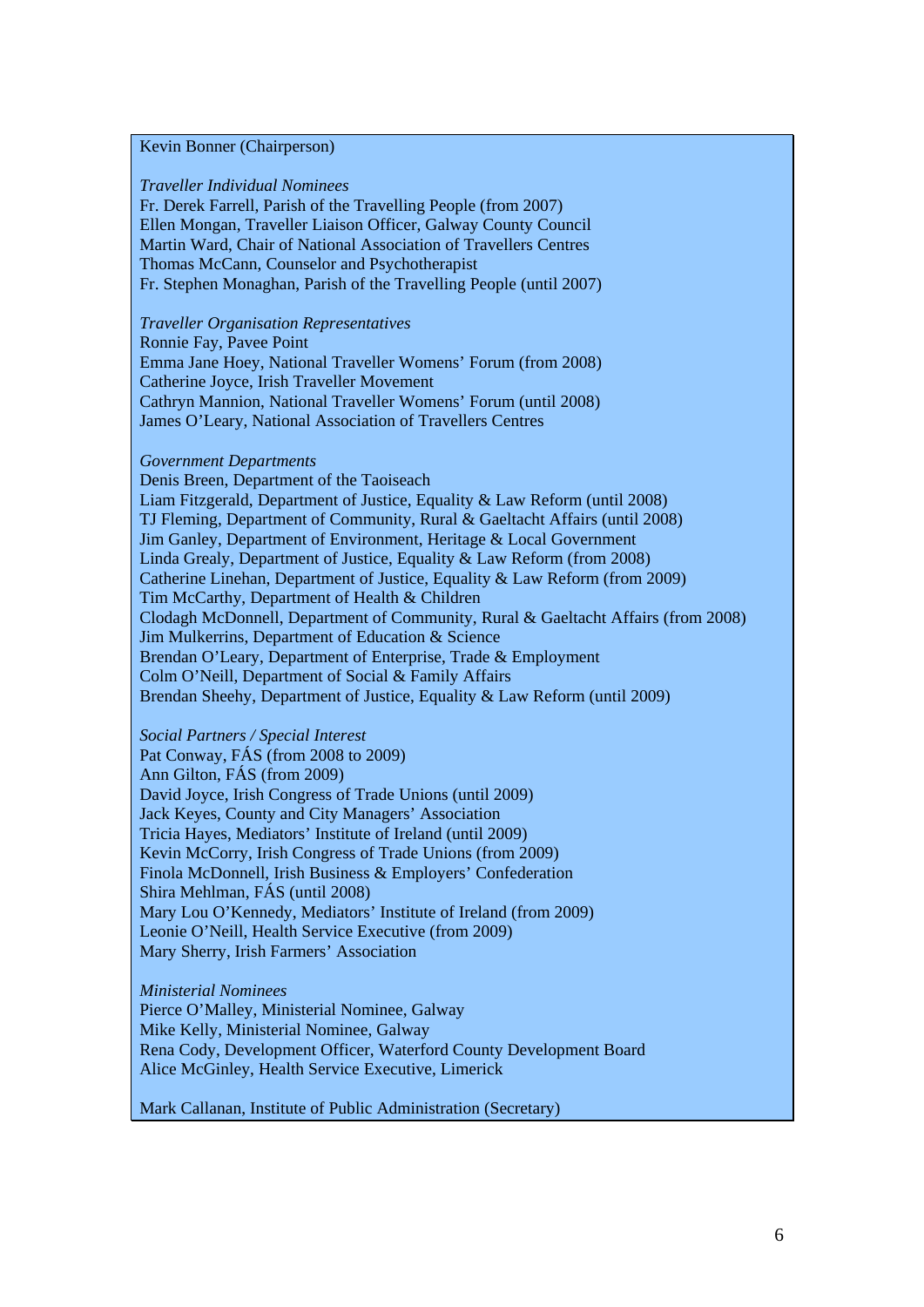Kevin Bonner (Chairperson)

*Traveller Individual Nominees*
Fr. Derek Farrell, Parish of the Travelling People (from 2007)
Ellen Mongan, Traveller Liaison Officer, Galway County Council
Martin Ward, Chair of National Association of Travellers Centres
Thomas McCann, Counselor and Psychotherapist
Fr. Stephen Monaghan, Parish of the Travelling People (until 2007)

*Traveller Organisation Representatives*
Ronnie Fay, Pavee Point
Emma Jane Hoey, National Traveller Womens' Forum (from 2008)
Catherine Joyce, Irish Traveller Movement
Cathryn Mannion, National Traveller Womens' Forum (until 2008)
James O'Leary, National Association of Travellers Centres

*Government Departments*
Denis Breen, Department of the Taoiseach
Liam Fitzgerald, Department of Justice, Equality & Law Reform (until 2008)
TJ Fleming, Department of Community, Rural & Gaeltacht Affairs (until 2008)
Jim Ganley, Department of Environment, Heritage & Local Government
Linda Grealy, Department of Justice, Equality & Law Reform (from 2008)
Catherine Linehan, Department of Justice, Equality & Law Reform (from 2009)
Tim McCarthy, Department of Health & Children
Clodagh McDonnell, Department of Community, Rural & Gaeltacht Affairs (from 2008)
Jim Mulkerrins, Department of Education & Science
Brendan O'Leary, Department of Enterprise, Trade & Employment
Colm O'Neill, Department of Social & Family Affairs
Brendan Sheehy, Department of Justice, Equality & Law Reform (until 2009)

*Social Partners / Special Interest*
Pat Conway, FÁS (from 2008 to 2009)
Ann Gilton, FÁS (from 2009)
David Joyce, Irish Congress of Trade Unions (until 2009)
Jack Keyes, County and City Managers' Association
Tricia Hayes, Mediators' Institute of Ireland (until 2009)
Kevin McCorry, Irish Congress of Trade Unions (from 2009)
Finola McDonnell, Irish Business & Employers' Confederation
Shira Mehlman, FÁS (until 2008)
Mary Lou O'Kennedy, Mediators' Institute of Ireland (from 2009)
Leonie O'Neill, Health Service Executive (from 2009)
Mary Sherry, Irish Farmers' Association

*Ministerial Nominees*
Pierce O'Malley, Ministerial Nominee, Galway
Mike Kelly, Ministerial Nominee, Galway
Rena Cody, Development Officer, Waterford County Development Board
Alice McGinley, Health Service Executive, Limerick

Mark Callanan, Institute of Public Administration (Secretary)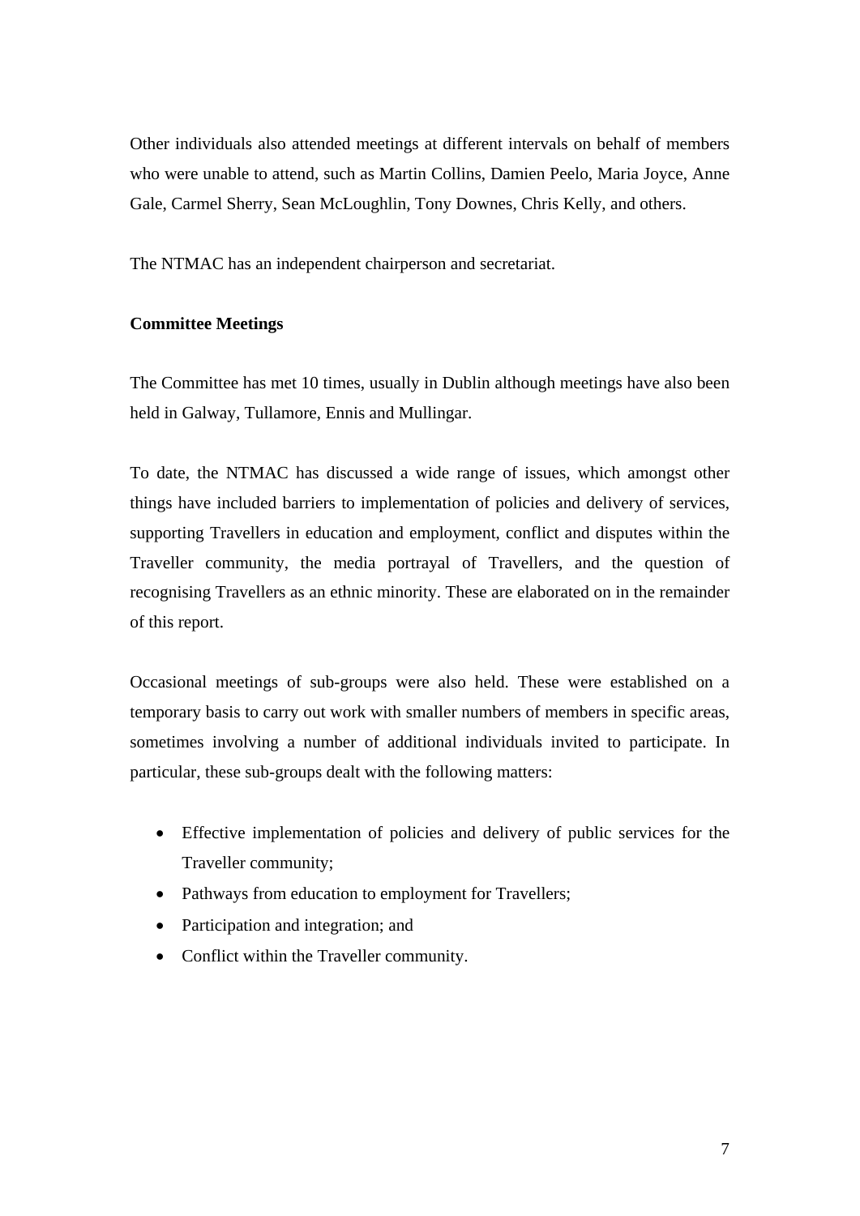Other individuals also attended meetings at different intervals on behalf of members who were unable to attend, such as Martin Collins, Damien Peelo, Maria Joyce, Anne Gale, Carmel Sherry, Sean McLoughlin, Tony Downes, Chris Kelly, and others.

The NTMAC has an independent chairperson and secretariat.

**Committee Meetings**

The Committee has met 10 times, usually in Dublin although meetings have also been held in Galway, Tullamore, Ennis and Mullingar.

To date, the NTMAC has discussed a wide range of issues, which amongst other things have included barriers to implementation of policies and delivery of services, supporting Travellers in education and employment, conflict and disputes within the Traveller community, the media portrayal of Travellers, and the question of recognising Travellers as an ethnic minority. These are elaborated on in the remainder of this report.

Occasional meetings of sub-groups were also held. These were established on a temporary basis to carry out work with smaller numbers of members in specific areas, sometimes involving a number of additional individuals invited to participate. In particular, these sub-groups dealt with the following matters:

- Effective implementation of policies and delivery of public services for the Traveller community;
- Pathways from education to employment for Travellers;
- Participation and integration; and
- Conflict within the Traveller community.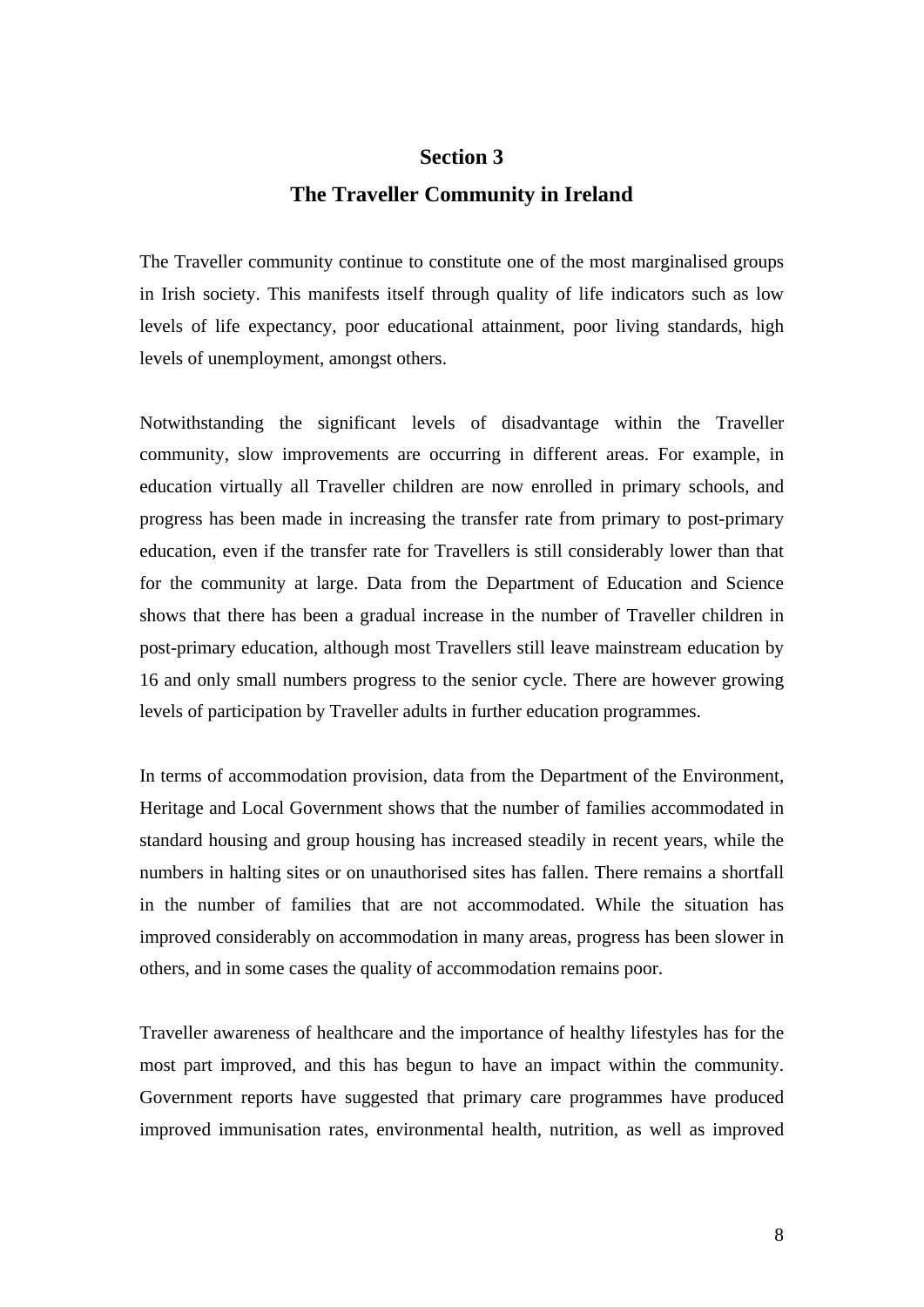## Section 3

## The Traveller Community in Ireland

The Traveller community continue to constitute one of the most marginalised groups in Irish society. This manifests itself through quality of life indicators such as low levels of life expectancy, poor educational attainment, poor living standards, high levels of unemployment, amongst others.

Notwithstanding the significant levels of disadvantage within the Traveller community, slow improvements are occurring in different areas. For example, in education virtually all Traveller children are now enrolled in primary schools, and progress has been made in increasing the transfer rate from primary to post-primary education, even if the transfer rate for Travellers is still considerably lower than that for the community at large. Data from the Department of Education and Science shows that there has been a gradual increase in the number of Traveller children in post-primary education, although most Travellers still leave mainstream education by 16 and only small numbers progress to the senior cycle. There are however growing levels of participation by Traveller adults in further education programmes.

In terms of accommodation provision, data from the Department of the Environment, Heritage and Local Government shows that the number of families accommodated in standard housing and group housing has increased steadily in recent years, while the numbers in halting sites or on unauthorised sites has fallen. There remains a shortfall in the number of families that are not accommodated. While the situation has improved considerably on accommodation in many areas, progress has been slower in others, and in some cases the quality of accommodation remains poor.

Traveller awareness of healthcare and the importance of healthy lifestyles has for the most part improved, and this has begun to have an impact within the community. Government reports have suggested that primary care programmes have produced improved immunisation rates, environmental health, nutrition, as well as improved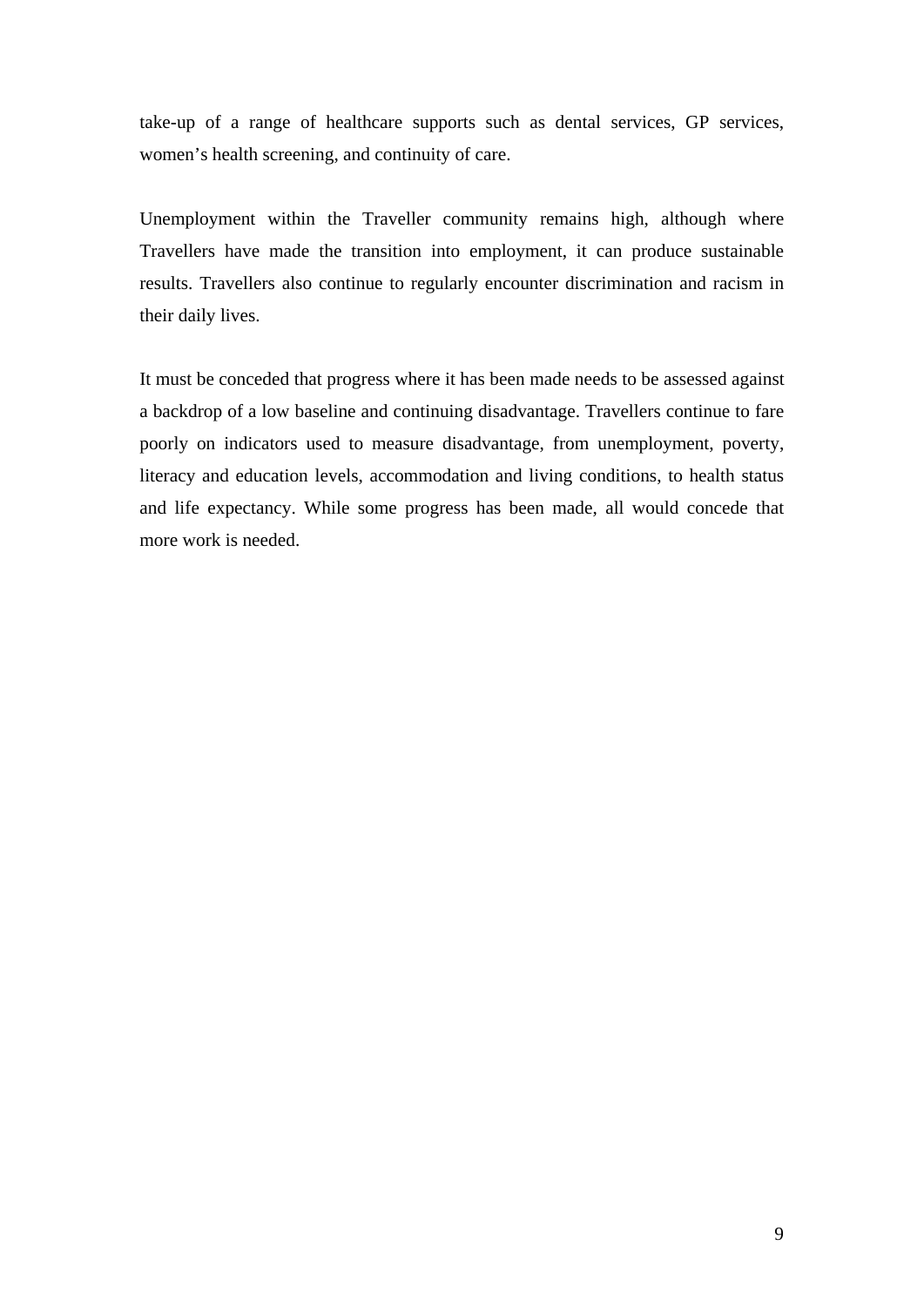take-up of a range of healthcare supports such as dental services, GP services, women's health screening, and continuity of care.

Unemployment within the Traveller community remains high, although where Travellers have made the transition into employment, it can produce sustainable results. Travellers also continue to regularly encounter discrimination and racism in their daily lives.

It must be conceded that progress where it has been made needs to be assessed against a backdrop of a low baseline and continuing disadvantage. Travellers continue to fare poorly on indicators used to measure disadvantage, from unemployment, poverty, literacy and education levels, accommodation and living conditions, to health status and life expectancy. While some progress has been made, all would concede that more work is needed.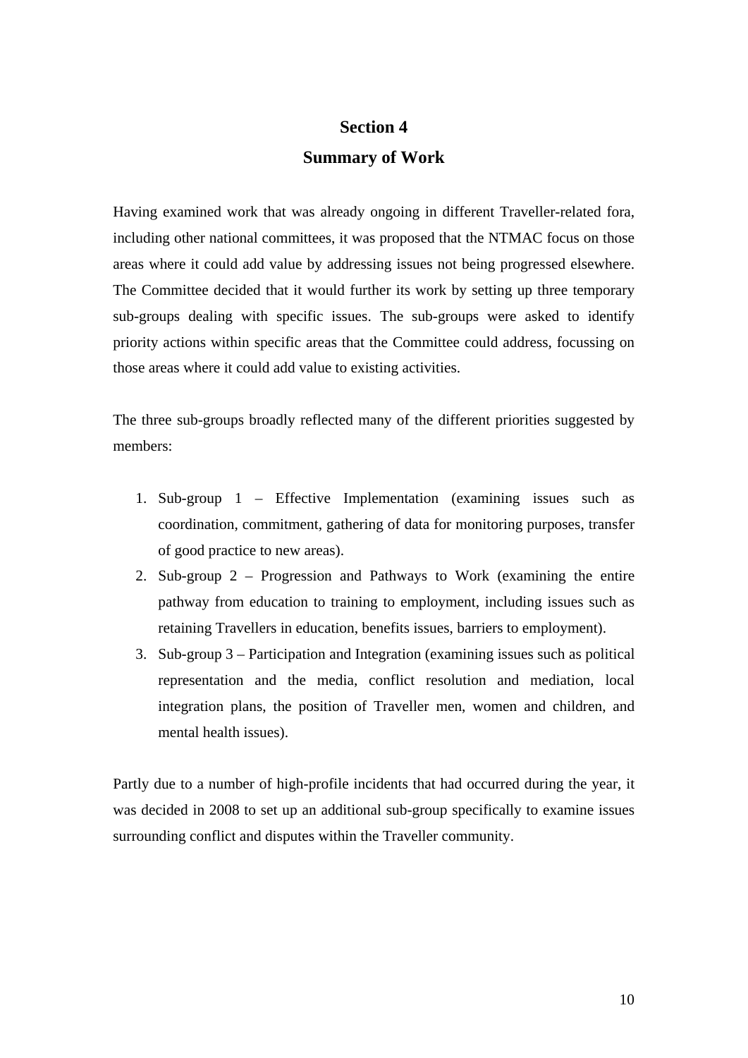# Section 4

## Summary of Work

Having examined work that was already ongoing in different Traveller-related fora, including other national committees, it was proposed that the NTMAC focus on those areas where it could add value by addressing issues not being progressed elsewhere. The Committee decided that it would further its work by setting up three temporary sub-groups dealing with specific issues. The sub-groups were asked to identify priority actions within specific areas that the Committee could address, focussing on those areas where it could add value to existing activities.

The three sub-groups broadly reflected many of the different priorities suggested by members:

1. Sub-group 1 – Effective Implementation (examining issues such as coordination, commitment, gathering of data for monitoring purposes, transfer of good practice to new areas).
2. Sub-group 2 – Progression and Pathways to Work (examining the entire pathway from education to training to employment, including issues such as retaining Travellers in education, benefits issues, barriers to employment).
3. Sub-group 3 – Participation and Integration (examining issues such as political representation and the media, conflict resolution and mediation, local integration plans, the position of Traveller men, women and children, and mental health issues).

Partly due to a number of high-profile incidents that had occurred during the year, it was decided in 2008 to set up an additional sub-group specifically to examine issues surrounding conflict and disputes within the Traveller community.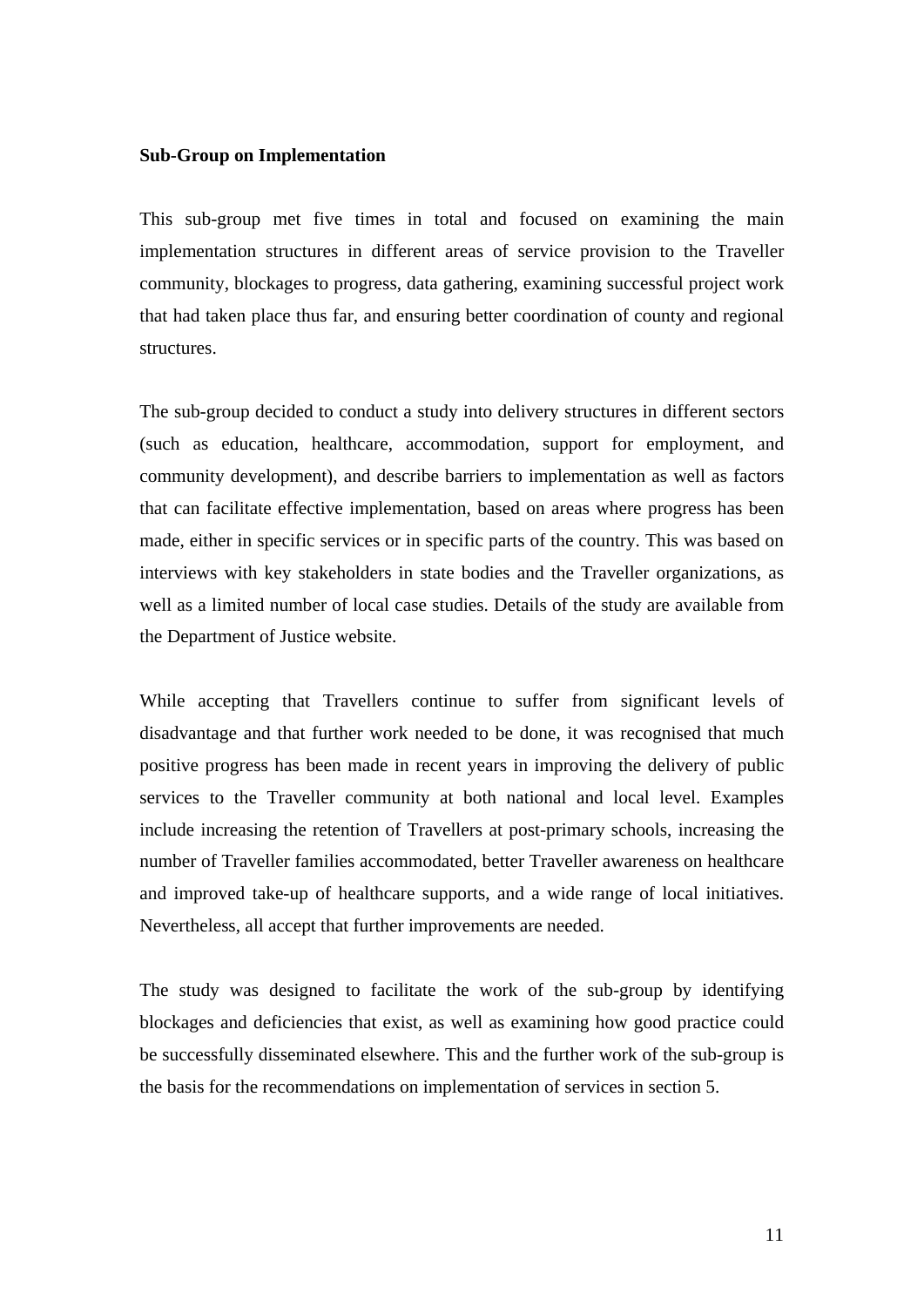**Sub-Group on Implementation**

This sub-group met five times in total and focused on examining the main implementation structures in different areas of service provision to the Traveller community, blockages to progress, data gathering, examining successful project work that had taken place thus far, and ensuring better coordination of county and regional structures.

The sub-group decided to conduct a study into delivery structures in different sectors (such as education, healthcare, accommodation, support for employment, and community development), and describe barriers to implementation as well as factors that can facilitate effective implementation, based on areas where progress has been made, either in specific services or in specific parts of the country. This was based on interviews with key stakeholders in state bodies and the Traveller organizations, as well as a limited number of local case studies. Details of the study are available from the Department of Justice website.

While accepting that Travellers continue to suffer from significant levels of disadvantage and that further work needed to be done, it was recognised that much positive progress has been made in recent years in improving the delivery of public services to the Traveller community at both national and local level. Examples include increasing the retention of Travellers at post-primary schools, increasing the number of Traveller families accommodated, better Traveller awareness on healthcare and improved take-up of healthcare supports, and a wide range of local initiatives. Nevertheless, all accept that further improvements are needed.

The study was designed to facilitate the work of the sub-group by identifying blockages and deficiencies that exist, as well as examining how good practice could be successfully disseminated elsewhere. This and the further work of the sub-group is the basis for the recommendations on implementation of services in section 5.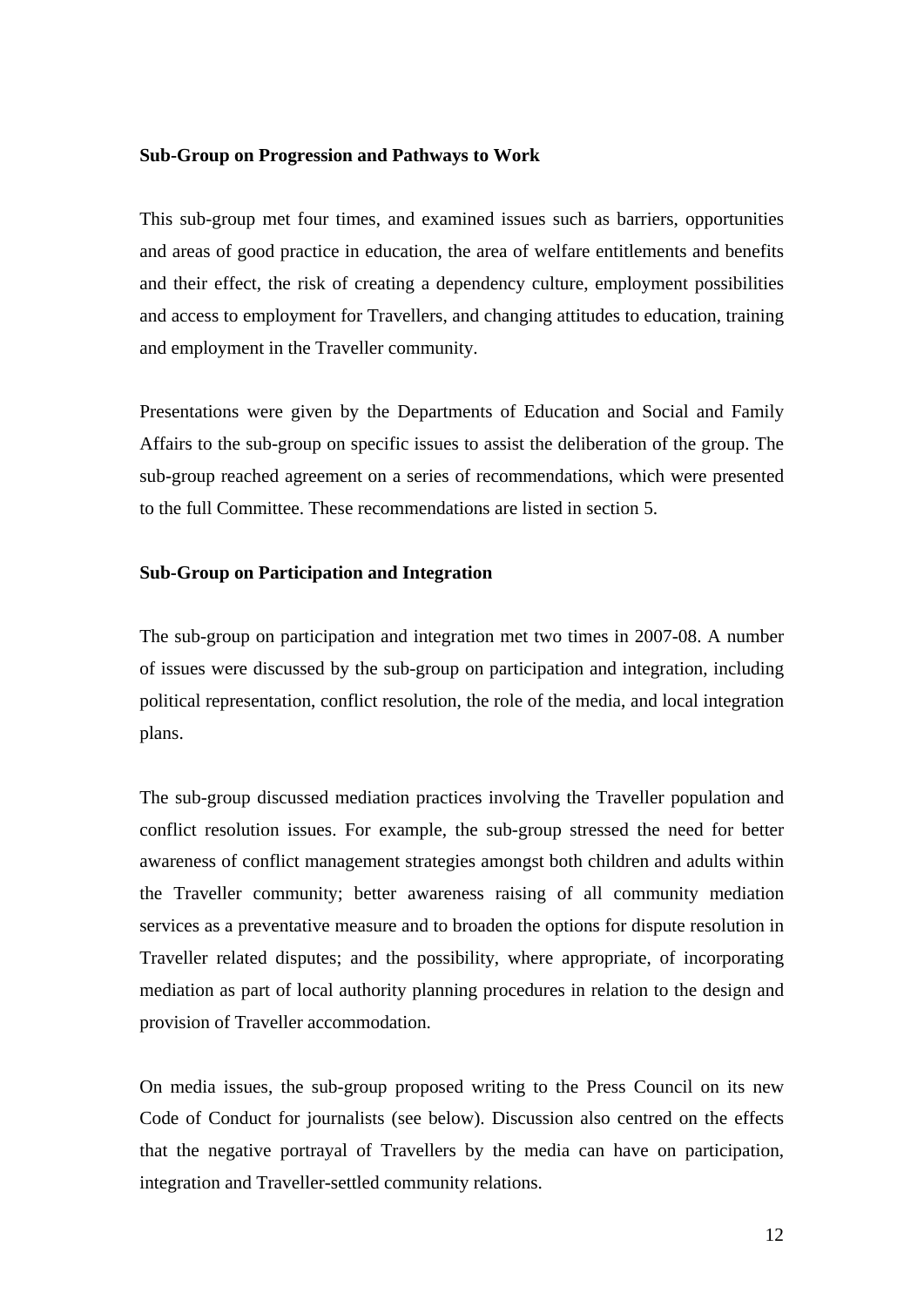**Sub-Group on Progression and Pathways to Work**

This sub-group met four times, and examined issues such as barriers, opportunities and areas of good practice in education, the area of welfare entitlements and benefits and their effect, the risk of creating a dependency culture, employment possibilities and access to employment for Travellers, and changing attitudes to education, training and employment in the Traveller community.

Presentations were given by the Departments of Education and Social and Family Affairs to the sub-group on specific issues to assist the deliberation of the group. The sub-group reached agreement on a series of recommendations, which were presented to the full Committee. These recommendations are listed in section 5.

**Sub-Group on Participation and Integration**

The sub-group on participation and integration met two times in 2007-08. A number of issues were discussed by the sub-group on participation and integration, including political representation, conflict resolution, the role of the media, and local integration plans.

The sub-group discussed mediation practices involving the Traveller population and conflict resolution issues. For example, the sub-group stressed the need for better awareness of conflict management strategies amongst both children and adults within the Traveller community; better awareness raising of all community mediation services as a preventative measure and to broaden the options for dispute resolution in Traveller related disputes; and the possibility, where appropriate, of incorporating mediation as part of local authority planning procedures in relation to the design and provision of Traveller accommodation.

On media issues, the sub-group proposed writing to the Press Council on its new Code of Conduct for journalists (see below). Discussion also centred on the effects that the negative portrayal of Travellers by the media can have on participation, integration and Traveller-settled community relations.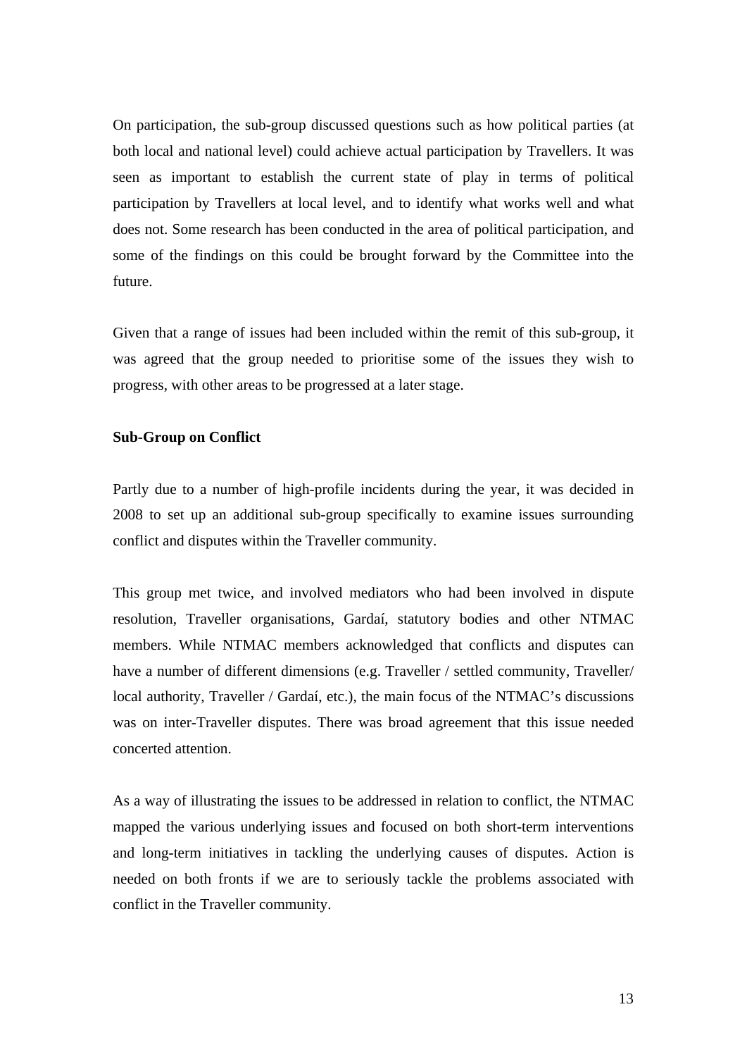On participation, the sub-group discussed questions such as how political parties (at both local and national level) could achieve actual participation by Travellers. It was seen as important to establish the current state of play in terms of political participation by Travellers at local level, and to identify what works well and what does not. Some research has been conducted in the area of political participation, and some of the findings on this could be brought forward by the Committee into the future.

Given that a range of issues had been included within the remit of this sub-group, it was agreed that the group needed to prioritise some of the issues they wish to progress, with other areas to be progressed at a later stage.

**Sub-Group on Conflict**

Partly due to a number of high-profile incidents during the year, it was decided in 2008 to set up an additional sub-group specifically to examine issues surrounding conflict and disputes within the Traveller community.

This group met twice, and involved mediators who had been involved in dispute resolution, Traveller organisations, Gardaí, statutory bodies and other NTMAC members. While NTMAC members acknowledged that conflicts and disputes can have a number of different dimensions (e.g. Traveller / settled community, Traveller/ local authority, Traveller / Gardaí, etc.), the main focus of the NTMAC's discussions was on inter-Traveller disputes. There was broad agreement that this issue needed concerted attention.

As a way of illustrating the issues to be addressed in relation to conflict, the NTMAC mapped the various underlying issues and focused on both short-term interventions and long-term initiatives in tackling the underlying causes of disputes. Action is needed on both fronts if we are to seriously tackle the problems associated with conflict in the Traveller community.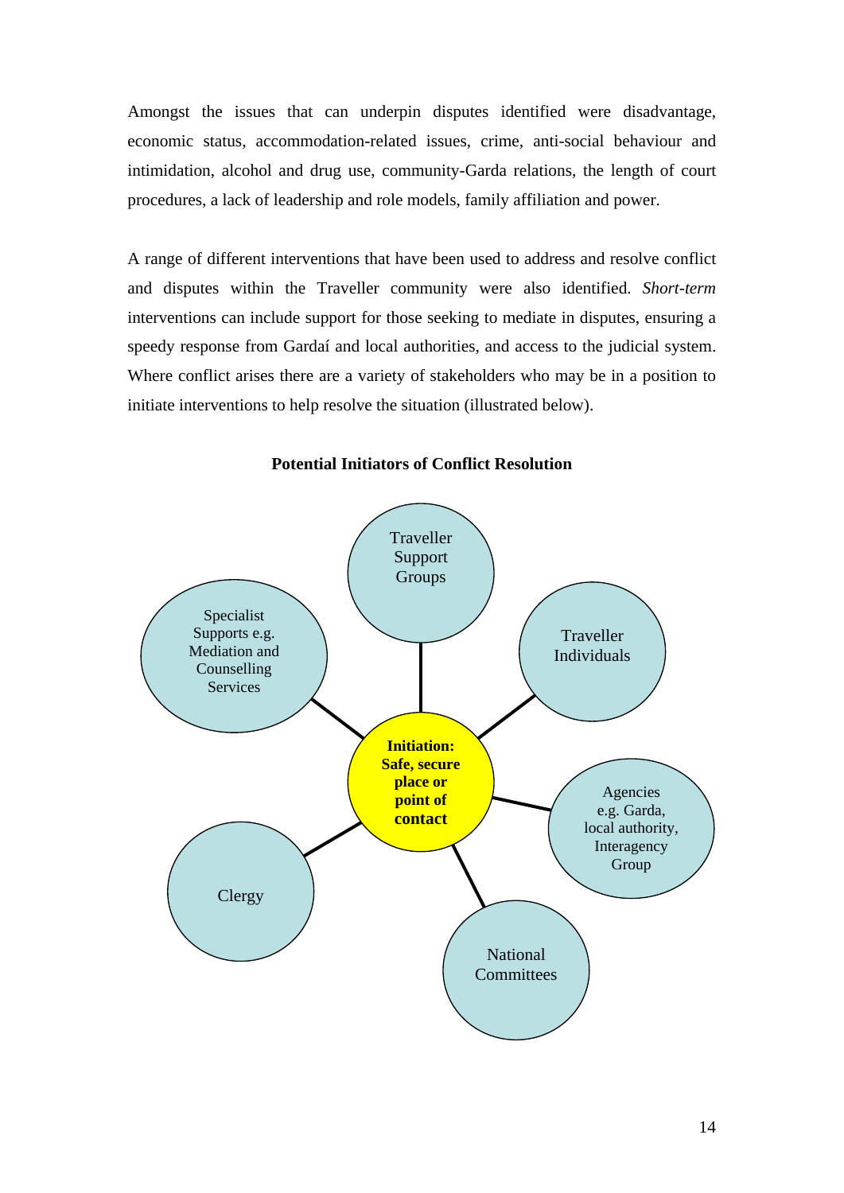Amongst the issues that can underpin disputes identified were disadvantage, economic status, accommodation-related issues, crime, anti-social behaviour and intimidation, alcohol and drug use, community-Garda relations, the length of court procedures, a lack of leadership and role models, family affiliation and power.

A range of different interventions that have been used to address and resolve conflict and disputes within the Traveller community were also identified. *Short-term* interventions can include support for those seeking to mediate in disputes, ensuring a speedy response from Gardaí and local authorities, and access to the judicial system. Where conflict arises there are a variety of stakeholders who may be in a position to initiate interventions to help resolve the situation (illustrated below).

**Potential Initiators of Conflict Resolution**

**Initiation: Safe, secure place or point of contact**

- Traveller Support Groups
- Traveller Individuals
- Agencies e.g. Garda, local authority, Interagency Group
- National Committees
- Clergy
- Specialist Supports e.g. Mediation and Counselling Services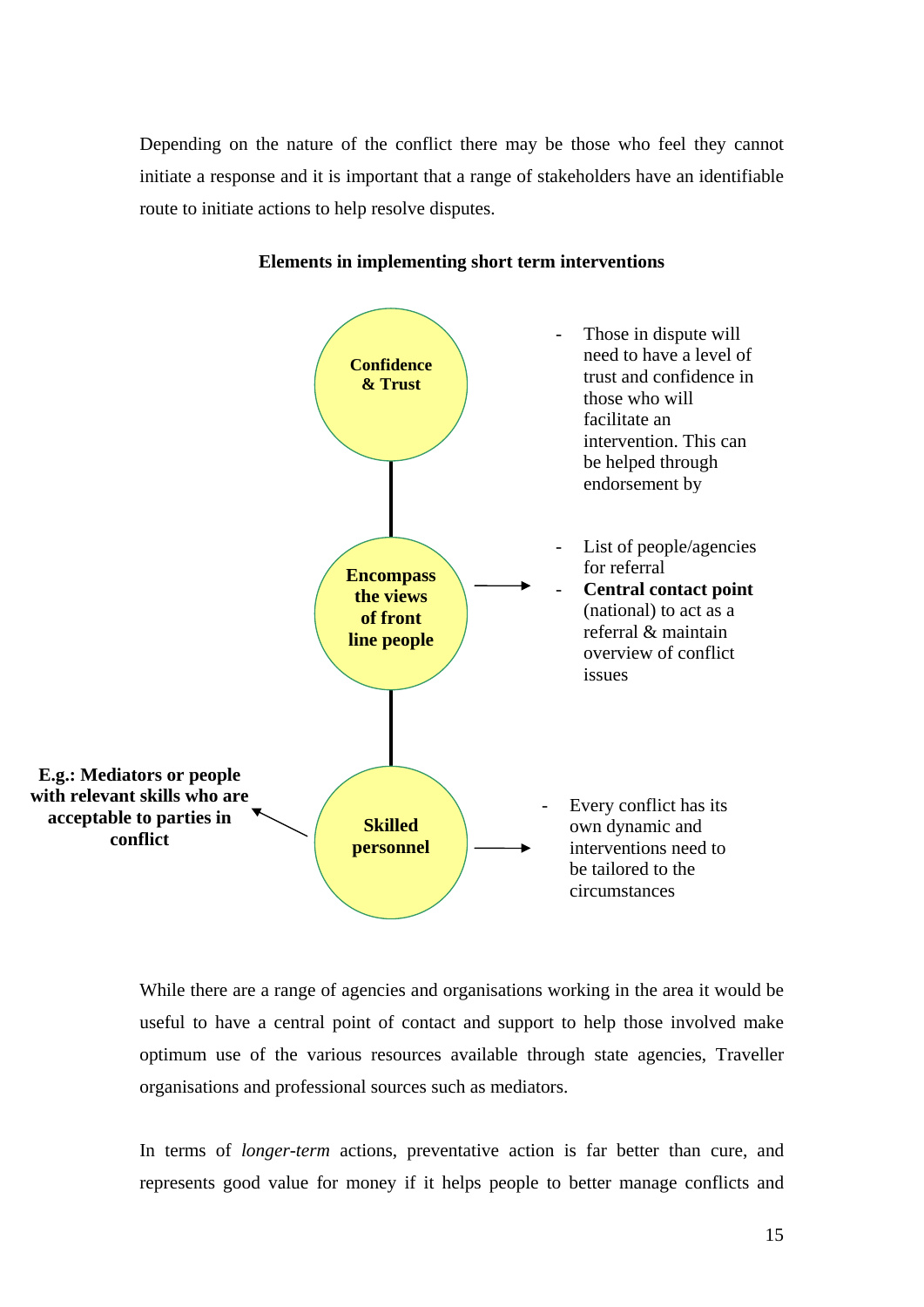Depending on the nature of the conflict there may be those who feel they cannot initiate a response and it is important that a range of stakeholders have an identifiable route to initiate actions to help resolve disputes.

**Elements in implementing short term interventions**

**Confidence & Trust**

- Those in dispute will need to have a level of trust and confidence in those who will facilitate an intervention. This can be helped through endorsement by

**Encompass the views of front line people**

- List of people/agencies for referral
- **Central contact point** (national) to act as a referral & maintain overview of conflict issues

**Skilled personnel**

**E.g.: Mediators or people with relevant skills who are acceptable to parties in conflict**

- Every conflict has its own dynamic and interventions need to be tailored to the circumstances

While there are a range of agencies and organisations working in the area it would be useful to have a central point of contact and support to help those involved make optimum use of the various resources available through state agencies, Traveller organisations and professional sources such as mediators.

In terms of *longer-term* actions, preventative action is far better than cure, and represents good value for money if it helps people to better manage conflicts and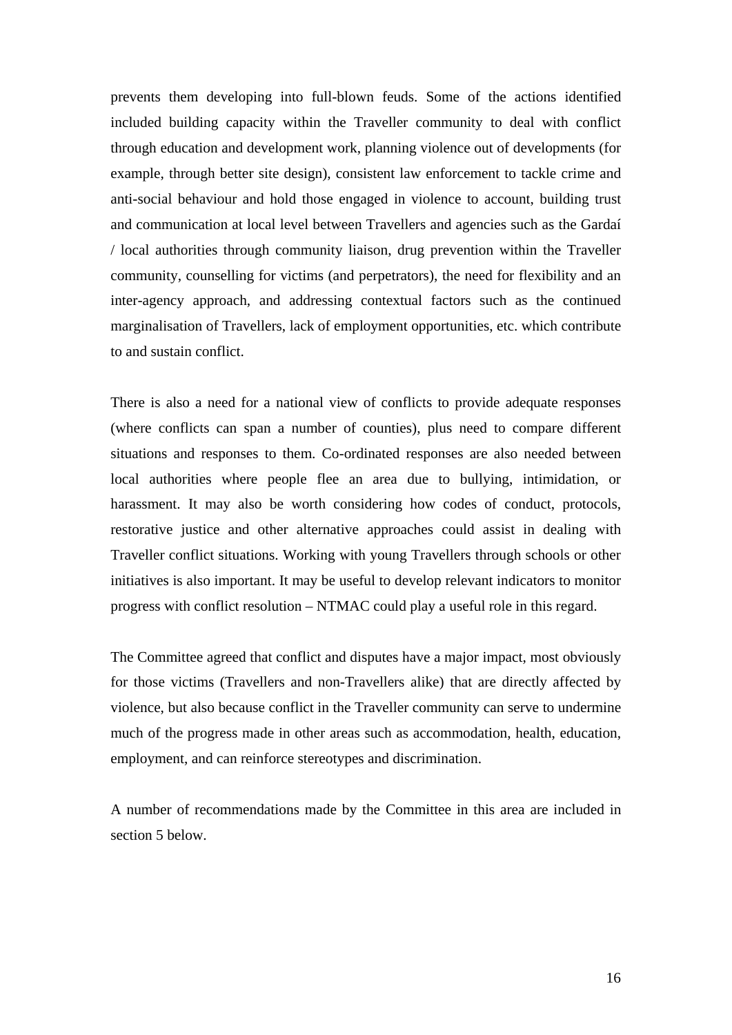prevents them developing into full-blown feuds. Some of the actions identified included building capacity within the Traveller community to deal with conflict through education and development work, planning violence out of developments (for example, through better site design), consistent law enforcement to tackle crime and anti-social behaviour and hold those engaged in violence to account, building trust and communication at local level between Travellers and agencies such as the Gardaí / local authorities through community liaison, drug prevention within the Traveller community, counselling for victims (and perpetrators), the need for flexibility and an inter-agency approach, and addressing contextual factors such as the continued marginalisation of Travellers, lack of employment opportunities, etc. which contribute to and sustain conflict.

There is also a need for a national view of conflicts to provide adequate responses (where conflicts can span a number of counties), plus need to compare different situations and responses to them. Co-ordinated responses are also needed between local authorities where people flee an area due to bullying, intimidation, or harassment. It may also be worth considering how codes of conduct, protocols, restorative justice and other alternative approaches could assist in dealing with Traveller conflict situations. Working with young Travellers through schools or other initiatives is also important. It may be useful to develop relevant indicators to monitor progress with conflict resolution – NTMAC could play a useful role in this regard.

The Committee agreed that conflict and disputes have a major impact, most obviously for those victims (Travellers and non-Travellers alike) that are directly affected by violence, but also because conflict in the Traveller community can serve to undermine much of the progress made in other areas such as accommodation, health, education, employment, and can reinforce stereotypes and discrimination.

A number of recommendations made by the Committee in this area are included in section 5 below.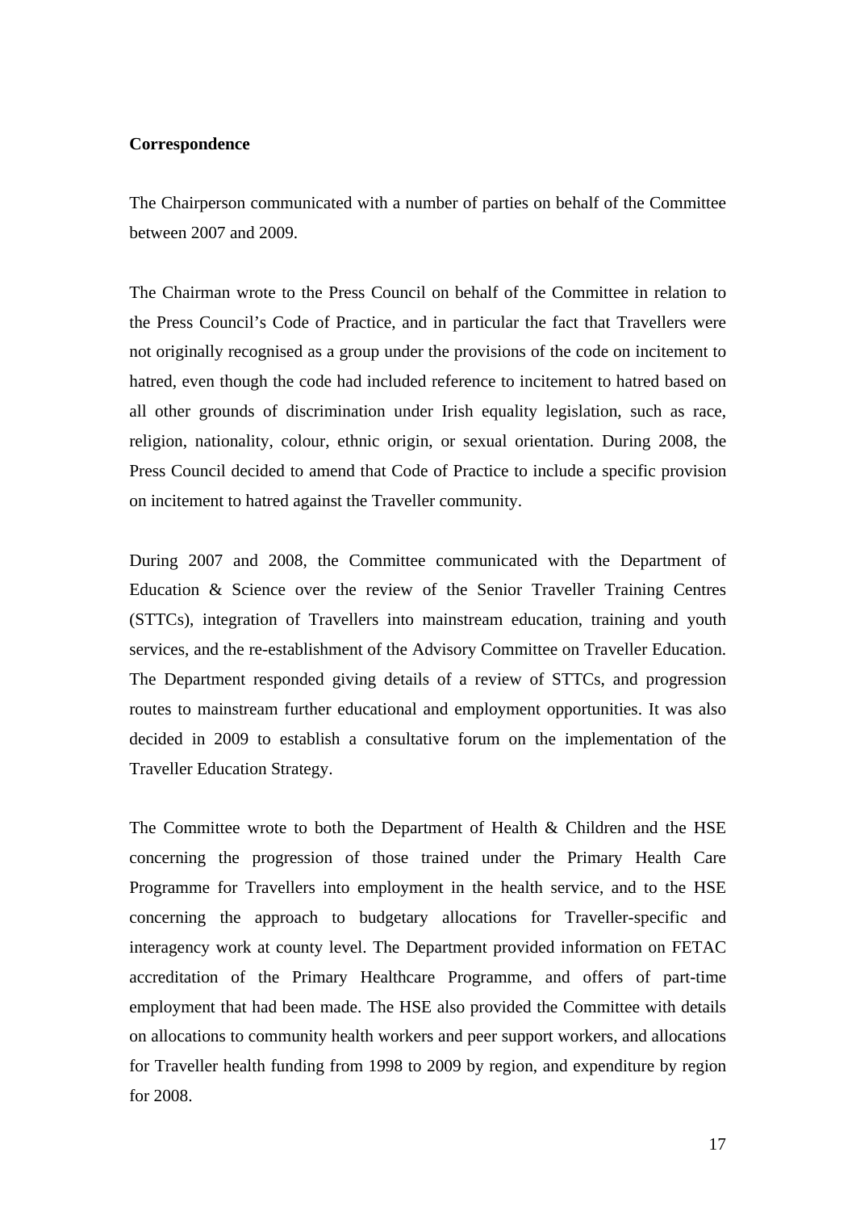**Correspondence**

The Chairperson communicated with a number of parties on behalf of the Committee between 2007 and 2009.

The Chairman wrote to the Press Council on behalf of the Committee in relation to the Press Council's Code of Practice, and in particular the fact that Travellers were not originally recognised as a group under the provisions of the code on incitement to hatred, even though the code had included reference to incitement to hatred based on all other grounds of discrimination under Irish equality legislation, such as race, religion, nationality, colour, ethnic origin, or sexual orientation. During 2008, the Press Council decided to amend that Code of Practice to include a specific provision on incitement to hatred against the Traveller community.

During 2007 and 2008, the Committee communicated with the Department of Education & Science over the review of the Senior Traveller Training Centres (STTCs), integration of Travellers into mainstream education, training and youth services, and the re-establishment of the Advisory Committee on Traveller Education. The Department responded giving details of a review of STTCs, and progression routes to mainstream further educational and employment opportunities. It was also decided in 2009 to establish a consultative forum on the implementation of the Traveller Education Strategy.

The Committee wrote to both the Department of Health & Children and the HSE concerning the progression of those trained under the Primary Health Care Programme for Travellers into employment in the health service, and to the HSE concerning the approach to budgetary allocations for Traveller-specific and interagency work at county level. The Department provided information on FETAC accreditation of the Primary Healthcare Programme, and offers of part-time employment that had been made. The HSE also provided the Committee with details on allocations to community health workers and peer support workers, and allocations for Traveller health funding from 1998 to 2009 by region, and expenditure by region for 2008.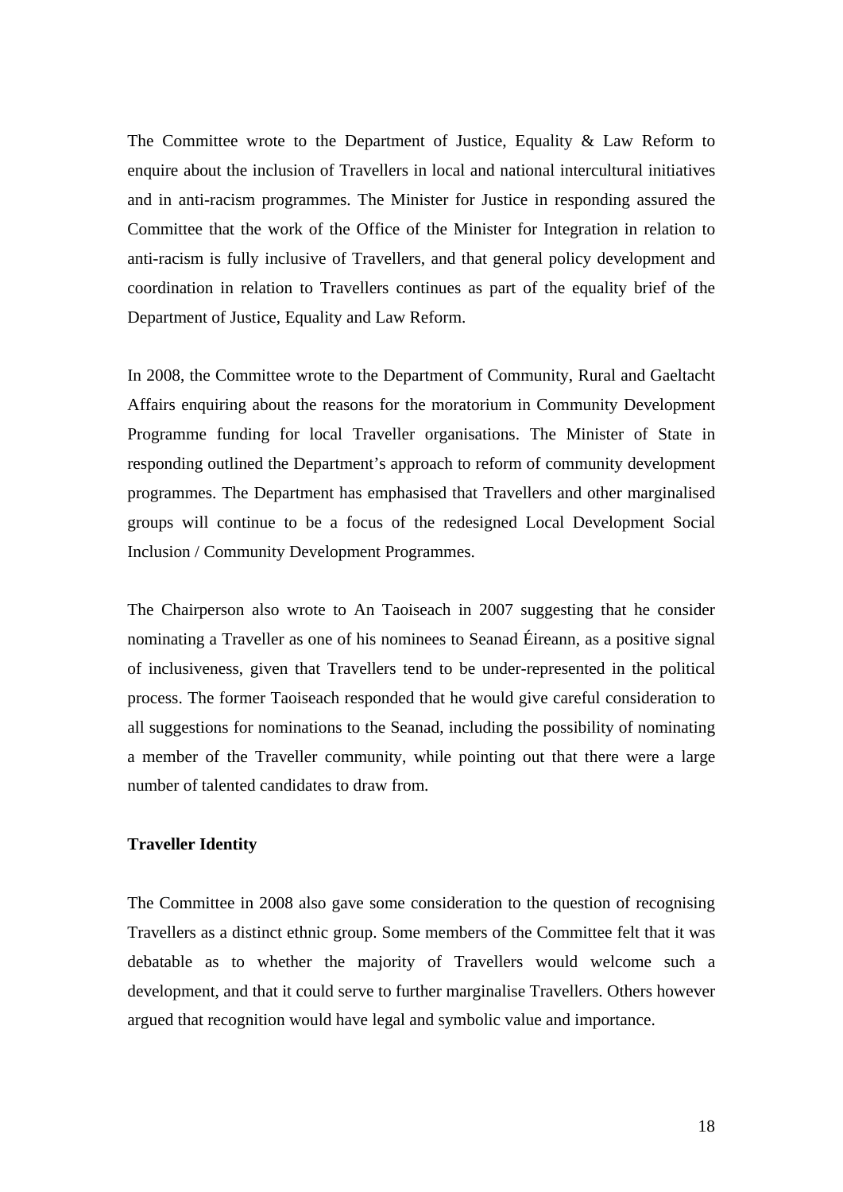The Committee wrote to the Department of Justice, Equality & Law Reform to enquire about the inclusion of Travellers in local and national intercultural initiatives and in anti-racism programmes. The Minister for Justice in responding assured the Committee that the work of the Office of the Minister for Integration in relation to anti-racism is fully inclusive of Travellers, and that general policy development and coordination in relation to Travellers continues as part of the equality brief of the Department of Justice, Equality and Law Reform.

In 2008, the Committee wrote to the Department of Community, Rural and Gaeltacht Affairs enquiring about the reasons for the moratorium in Community Development Programme funding for local Traveller organisations. The Minister of State in responding outlined the Department's approach to reform of community development programmes. The Department has emphasised that Travellers and other marginalised groups will continue to be a focus of the redesigned Local Development Social Inclusion / Community Development Programmes.

The Chairperson also wrote to An Taoiseach in 2007 suggesting that he consider nominating a Traveller as one of his nominees to Seanad Éireann, as a positive signal of inclusiveness, given that Travellers tend to be under-represented in the political process. The former Taoiseach responded that he would give careful consideration to all suggestions for nominations to the Seanad, including the possibility of nominating a member of the Traveller community, while pointing out that there were a large number of talented candidates to draw from.

**Traveller Identity**

The Committee in 2008 also gave some consideration to the question of recognising Travellers as a distinct ethnic group. Some members of the Committee felt that it was debatable as to whether the majority of Travellers would welcome such a development, and that it could serve to further marginalise Travellers. Others however argued that recognition would have legal and symbolic value and importance.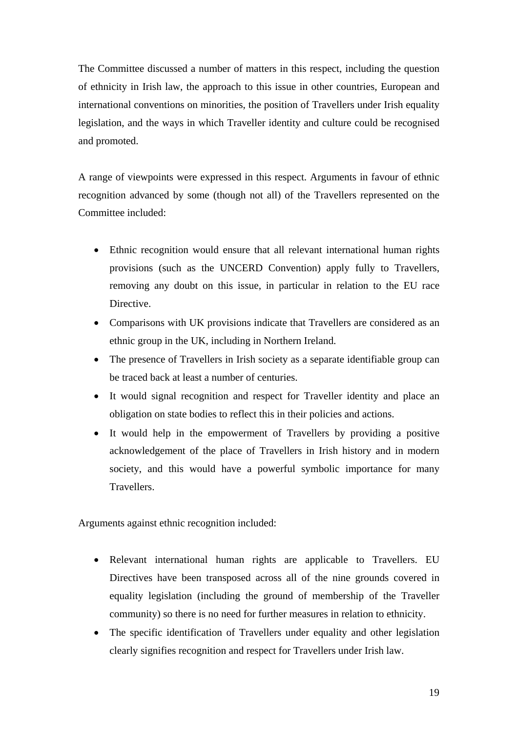The Committee discussed a number of matters in this respect, including the question of ethnicity in Irish law, the approach to this issue in other countries, European and international conventions on minorities, the position of Travellers under Irish equality legislation, and the ways in which Traveller identity and culture could be recognised and promoted.

A range of viewpoints were expressed in this respect. Arguments in favour of ethnic recognition advanced by some (though not all) of the Travellers represented on the Committee included:

- Ethnic recognition would ensure that all relevant international human rights provisions (such as the UNCERD Convention) apply fully to Travellers, removing any doubt on this issue, in particular in relation to the EU race Directive.
- Comparisons with UK provisions indicate that Travellers are considered as an ethnic group in the UK, including in Northern Ireland.
- The presence of Travellers in Irish society as a separate identifiable group can be traced back at least a number of centuries.
- It would signal recognition and respect for Traveller identity and place an obligation on state bodies to reflect this in their policies and actions.
- It would help in the empowerment of Travellers by providing a positive acknowledgement of the place of Travellers in Irish history and in modern society, and this would have a powerful symbolic importance for many Travellers.

Arguments against ethnic recognition included:

- Relevant international human rights are applicable to Travellers. EU Directives have been transposed across all of the nine grounds covered in equality legislation (including the ground of membership of the Traveller community) so there is no need for further measures in relation to ethnicity.
- The specific identification of Travellers under equality and other legislation clearly signifies recognition and respect for Travellers under Irish law.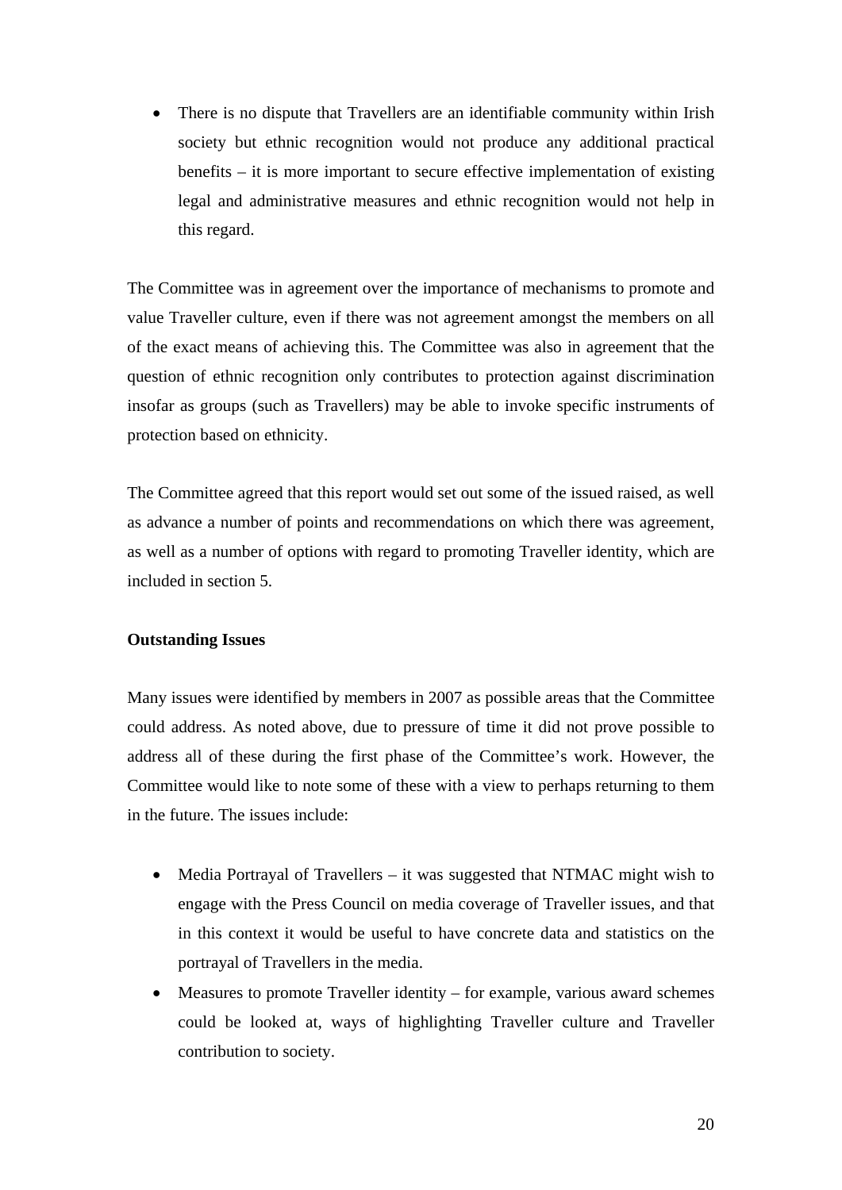- There is no dispute that Travellers are an identifiable community within Irish society but ethnic recognition would not produce any additional practical benefits – it is more important to secure effective implementation of existing legal and administrative measures and ethnic recognition would not help in this regard.

The Committee was in agreement over the importance of mechanisms to promote and value Traveller culture, even if there was not agreement amongst the members on all of the exact means of achieving this. The Committee was also in agreement that the question of ethnic recognition only contributes to protection against discrimination insofar as groups (such as Travellers) may be able to invoke specific instruments of protection based on ethnicity.

The Committee agreed that this report would set out some of the issued raised, as well as advance a number of points and recommendations on which there was agreement, as well as a number of options with regard to promoting Traveller identity, which are included in section 5.

**Outstanding Issues**

Many issues were identified by members in 2007 as possible areas that the Committee could address. As noted above, due to pressure of time it did not prove possible to address all of these during the first phase of the Committee's work. However, the Committee would like to note some of these with a view to perhaps returning to them in the future. The issues include:

- Media Portrayal of Travellers – it was suggested that NTMAC might wish to engage with the Press Council on media coverage of Traveller issues, and that in this context it would be useful to have concrete data and statistics on the portrayal of Travellers in the media.
- Measures to promote Traveller identity – for example, various award schemes could be looked at, ways of highlighting Traveller culture and Traveller contribution to society.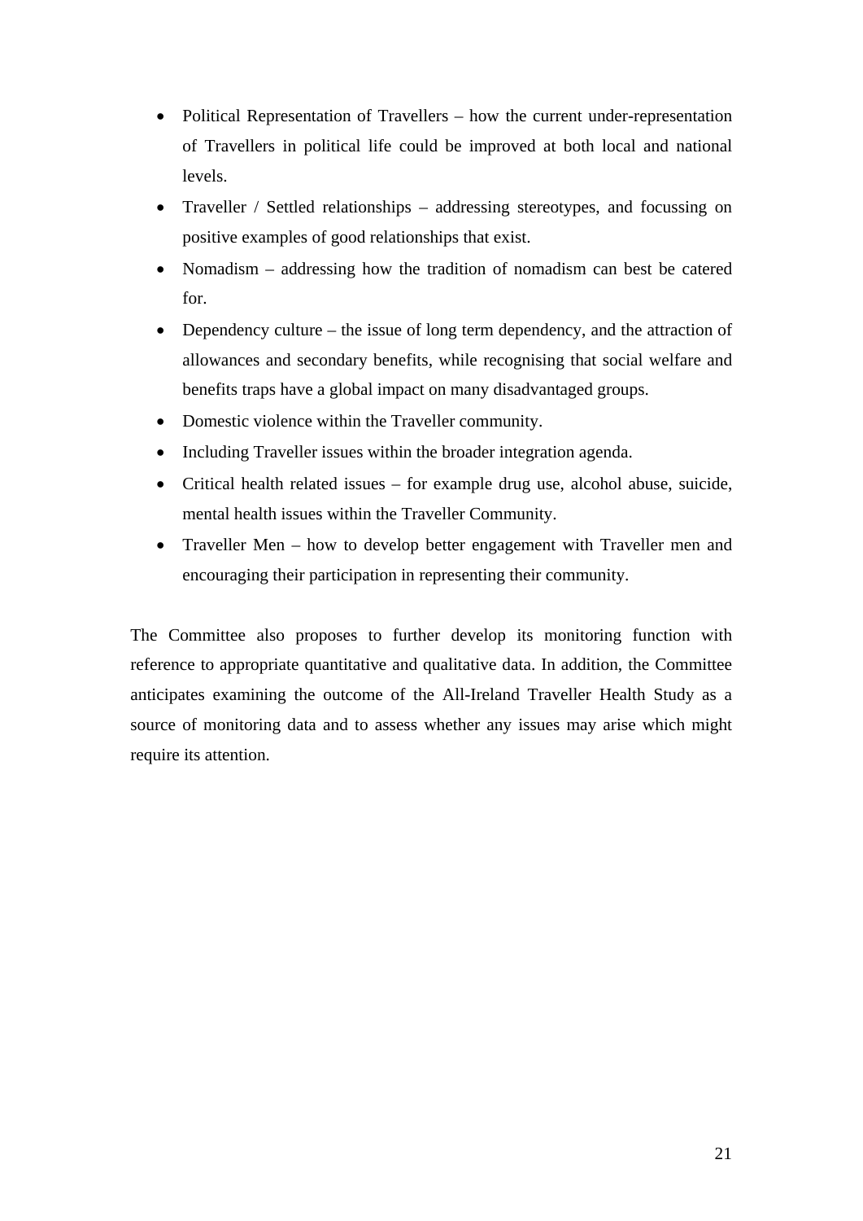- Political Representation of Travellers – how the current under-representation of Travellers in political life could be improved at both local and national levels.
- Traveller / Settled relationships – addressing stereotypes, and focussing on positive examples of good relationships that exist.
- Nomadism – addressing how the tradition of nomadism can best be catered for.
- Dependency culture – the issue of long term dependency, and the attraction of allowances and secondary benefits, while recognising that social welfare and benefits traps have a global impact on many disadvantaged groups.
- Domestic violence within the Traveller community.
- Including Traveller issues within the broader integration agenda.
- Critical health related issues – for example drug use, alcohol abuse, suicide, mental health issues within the Traveller Community.
- Traveller Men – how to develop better engagement with Traveller men and encouraging their participation in representing their community.

The Committee also proposes to further develop its monitoring function with reference to appropriate quantitative and qualitative data. In addition, the Committee anticipates examining the outcome of the All-Ireland Traveller Health Study as a source of monitoring data and to assess whether any issues may arise which might require its attention.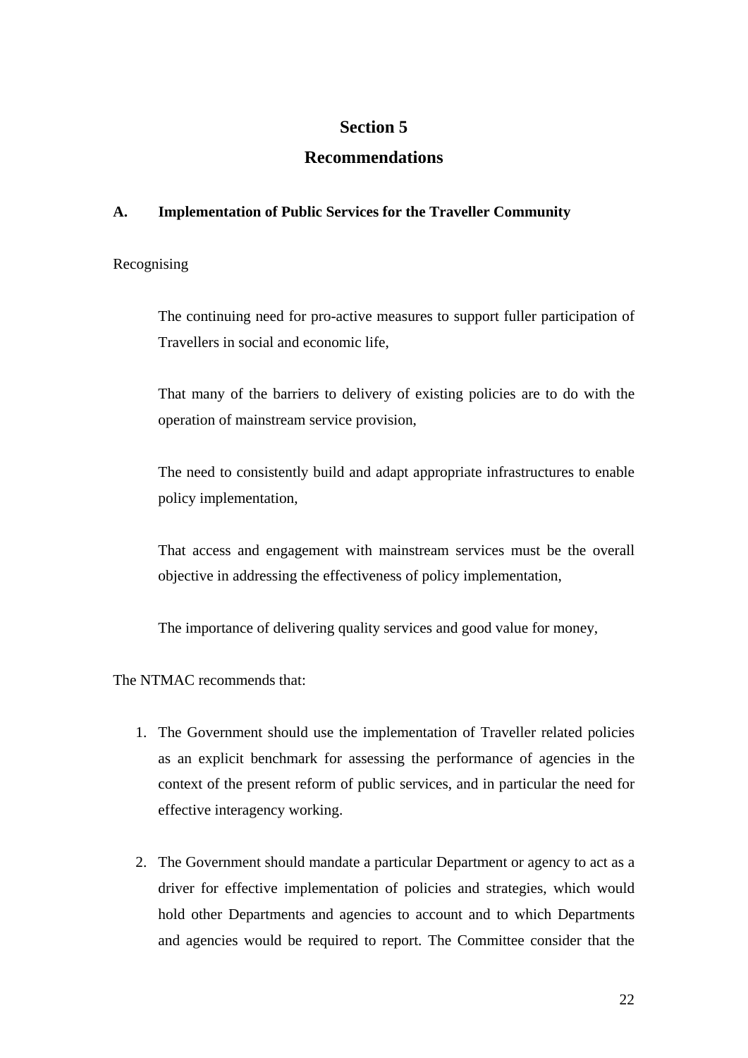# Section 5

# Recommendations

### A. Implementation of Public Services for the Traveller Community

Recognising

> The continuing need for pro-active measures to support fuller participation of Travellers in social and economic life,
>
> That many of the barriers to delivery of existing policies are to do with the operation of mainstream service provision,
>
> The need to consistently build and adapt appropriate infrastructures to enable policy implementation,
>
> That access and engagement with mainstream services must be the overall objective in addressing the effectiveness of policy implementation,
>
> The importance of delivering quality services and good value for money,

The NTMAC recommends that:

1. The Government should use the implementation of Traveller related policies as an explicit benchmark for assessing the performance of agencies in the context of the present reform of public services, and in particular the need for effective interagency working.

2. The Government should mandate a particular Department or agency to act as a driver for effective implementation of policies and strategies, which would hold other Departments and agencies to account and to which Departments and agencies would be required to report. The Committee consider that the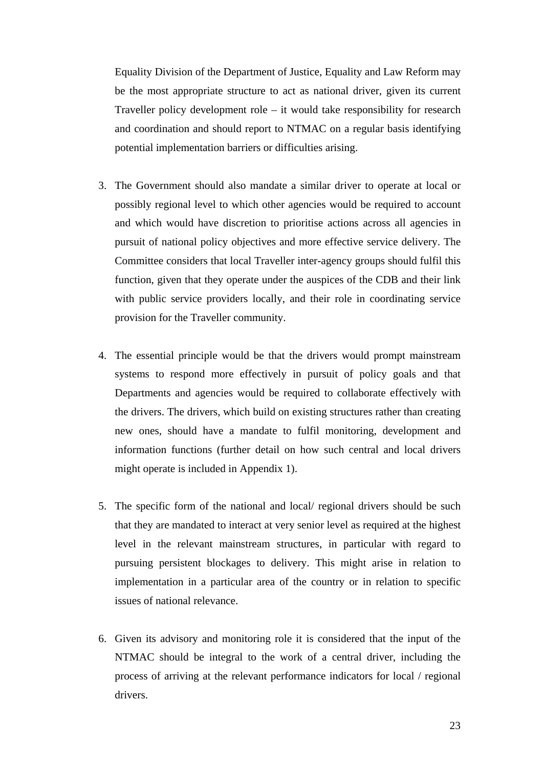Equality Division of the Department of Justice, Equality and Law Reform may be the most appropriate structure to act as national driver, given its current Traveller policy development role – it would take responsibility for research and coordination and should report to NTMAC on a regular basis identifying potential implementation barriers or difficulties arising.

3. The Government should also mandate a similar driver to operate at local or possibly regional level to which other agencies would be required to account and which would have discretion to prioritise actions across all agencies in pursuit of national policy objectives and more effective service delivery. The Committee considers that local Traveller inter-agency groups should fulfil this function, given that they operate under the auspices of the CDB and their link with public service providers locally, and their role in coordinating service provision for the Traveller community.

4. The essential principle would be that the drivers would prompt mainstream systems to respond more effectively in pursuit of policy goals and that Departments and agencies would be required to collaborate effectively with the drivers. The drivers, which build on existing structures rather than creating new ones, should have a mandate to fulfil monitoring, development and information functions (further detail on how such central and local drivers might operate is included in Appendix 1).

5. The specific form of the national and local/ regional drivers should be such that they are mandated to interact at very senior level as required at the highest level in the relevant mainstream structures, in particular with regard to pursuing persistent blockages to delivery. This might arise in relation to implementation in a particular area of the country or in relation to specific issues of national relevance.

6. Given its advisory and monitoring role it is considered that the input of the NTMAC should be integral to the work of a central driver, including the process of arriving at the relevant performance indicators for local / regional drivers.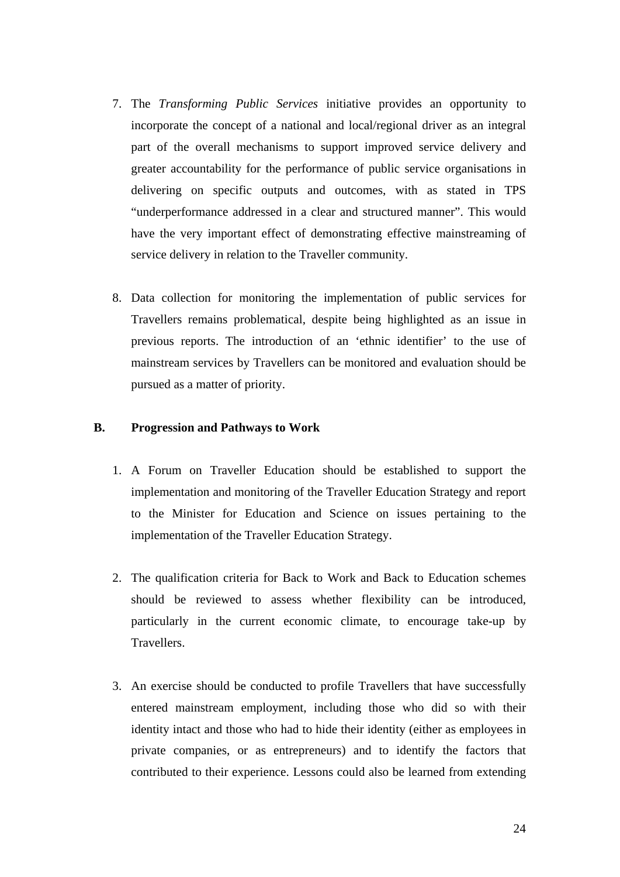7. The *Transforming Public Services* initiative provides an opportunity to incorporate the concept of a national and local/regional driver as an integral part of the overall mechanisms to support improved service delivery and greater accountability for the performance of public service organisations in delivering on specific outputs and outcomes, with as stated in TPS "underperformance addressed in a clear and structured manner". This would have the very important effect of demonstrating effective mainstreaming of service delivery in relation to the Traveller community.

8. Data collection for monitoring the implementation of public services for Travellers remains problematical, despite being highlighted as an issue in previous reports. The introduction of an 'ethnic identifier' to the use of mainstream services by Travellers can be monitored and evaluation should be pursued as a matter of priority.

**B. Progression and Pathways to Work**

1. A Forum on Traveller Education should be established to support the implementation and monitoring of the Traveller Education Strategy and report to the Minister for Education and Science on issues pertaining to the implementation of the Traveller Education Strategy.

2. The qualification criteria for Back to Work and Back to Education schemes should be reviewed to assess whether flexibility can be introduced, particularly in the current economic climate, to encourage take-up by Travellers.

3. An exercise should be conducted to profile Travellers that have successfully entered mainstream employment, including those who did so with their identity intact and those who had to hide their identity (either as employees in private companies, or as entrepreneurs) and to identify the factors that contributed to their experience. Lessons could also be learned from extending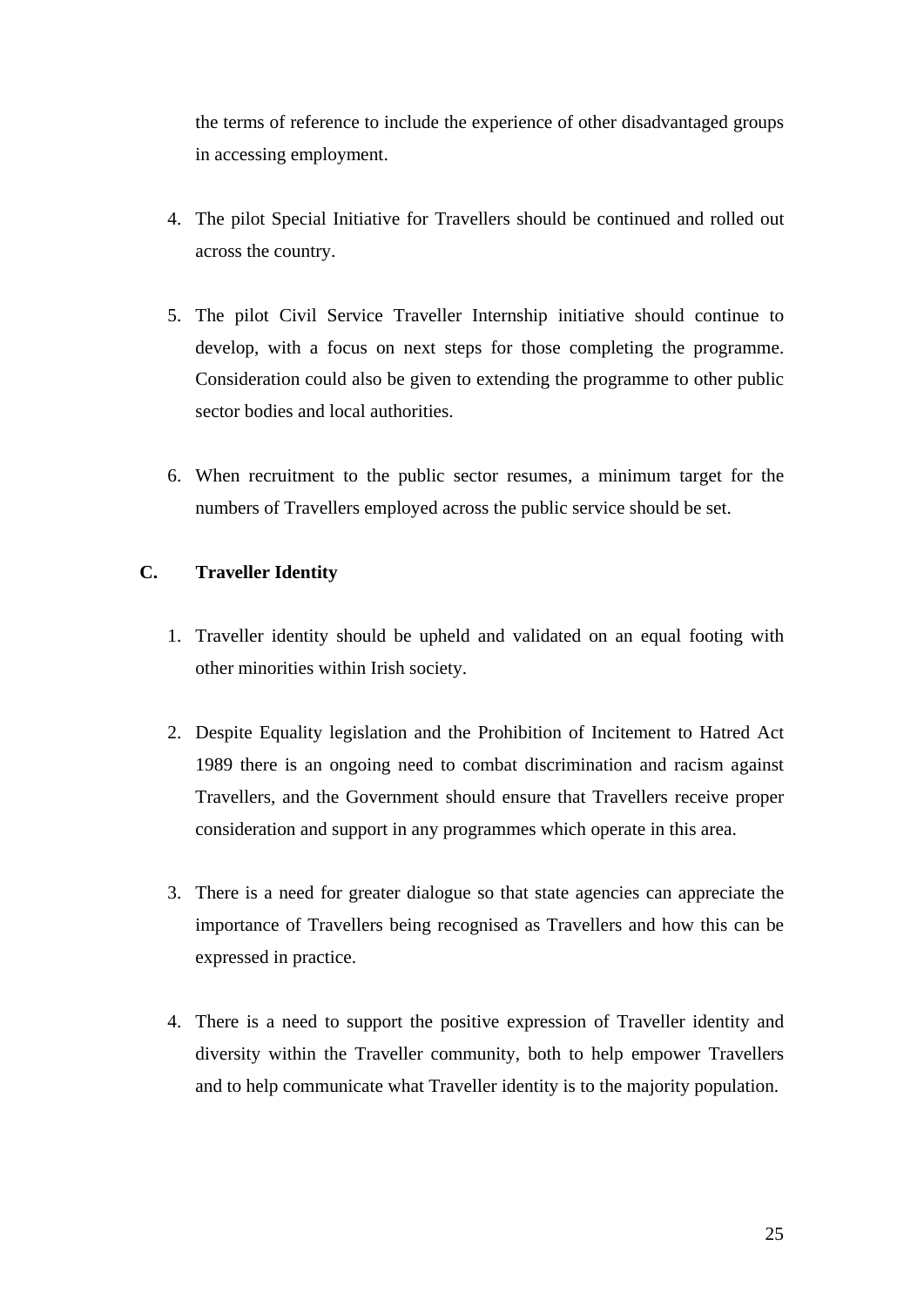the terms of reference to include the experience of other disadvantaged groups in accessing employment.

4. The pilot Special Initiative for Travellers should be continued and rolled out across the country.

5. The pilot Civil Service Traveller Internship initiative should continue to develop, with a focus on next steps for those completing the programme. Consideration could also be given to extending the programme to other public sector bodies and local authorities.

6. When recruitment to the public sector resumes, a minimum target for the numbers of Travellers employed across the public service should be set.

**C. Traveller Identity**

1. Traveller identity should be upheld and validated on an equal footing with other minorities within Irish society.

2. Despite Equality legislation and the Prohibition of Incitement to Hatred Act 1989 there is an ongoing need to combat discrimination and racism against Travellers, and the Government should ensure that Travellers receive proper consideration and support in any programmes which operate in this area.

3. There is a need for greater dialogue so that state agencies can appreciate the importance of Travellers being recognised as Travellers and how this can be expressed in practice.

4. There is a need to support the positive expression of Traveller identity and diversity within the Traveller community, both to help empower Travellers and to help communicate what Traveller identity is to the majority population.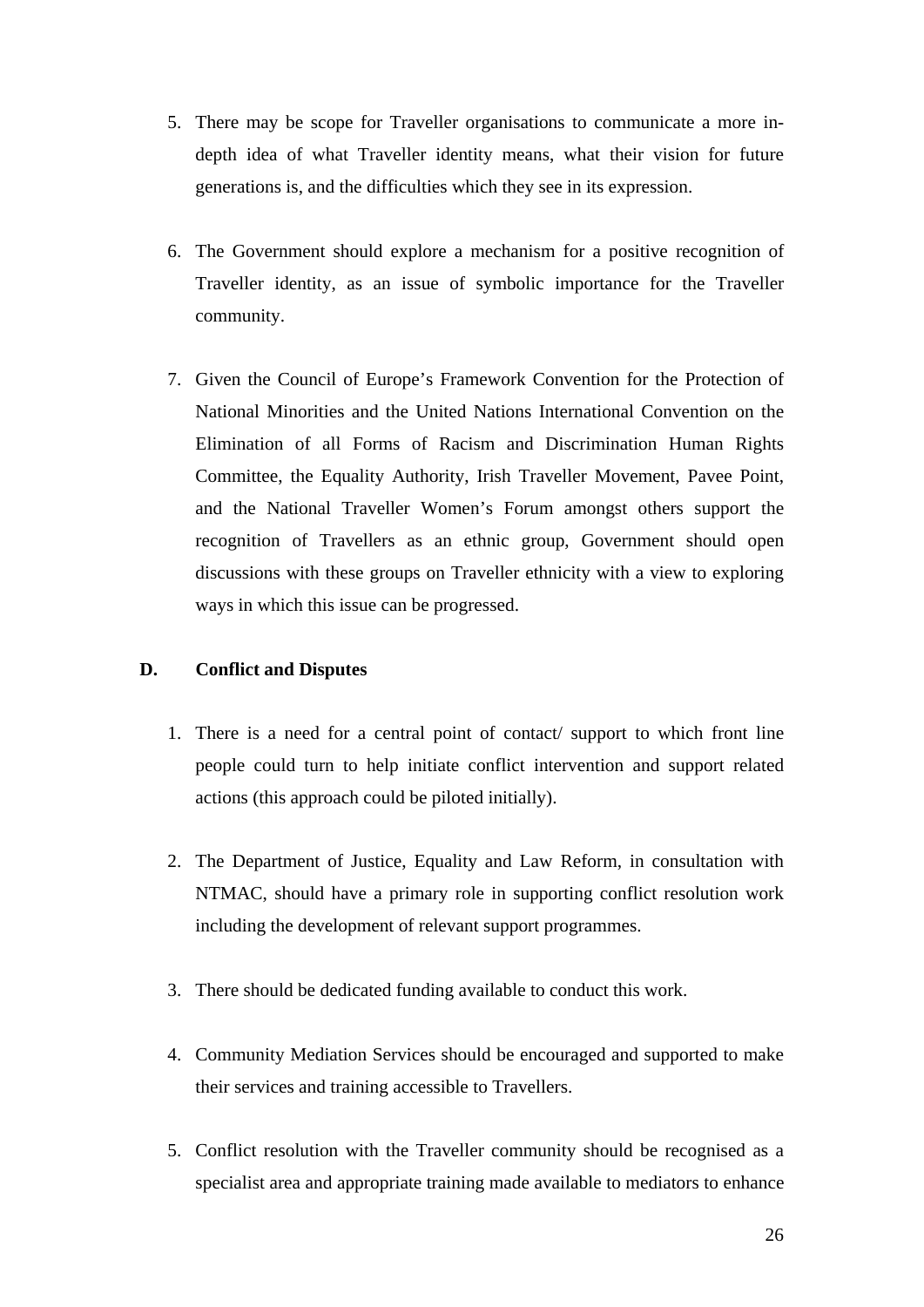5. There may be scope for Traveller organisations to communicate a more in-depth idea of what Traveller identity means, what their vision for future generations is, and the difficulties which they see in its expression.

6. The Government should explore a mechanism for a positive recognition of Traveller identity, as an issue of symbolic importance for the Traveller community.

7. Given the Council of Europe's Framework Convention for the Protection of National Minorities and the United Nations International Convention on the Elimination of all Forms of Racism and Discrimination Human Rights Committee, the Equality Authority, Irish Traveller Movement, Pavee Point, and the National Traveller Women's Forum amongst others support the recognition of Travellers as an ethnic group, Government should open discussions with these groups on Traveller ethnicity with a view to exploring ways in which this issue can be progressed.

**D. Conflict and Disputes**

1. There is a need for a central point of contact/ support to which front line people could turn to help initiate conflict intervention and support related actions (this approach could be piloted initially).

2. The Department of Justice, Equality and Law Reform, in consultation with NTMAC, should have a primary role in supporting conflict resolution work including the development of relevant support programmes.

3. There should be dedicated funding available to conduct this work.

4. Community Mediation Services should be encouraged and supported to make their services and training accessible to Travellers.

5. Conflict resolution with the Traveller community should be recognised as a specialist area and appropriate training made available to mediators to enhance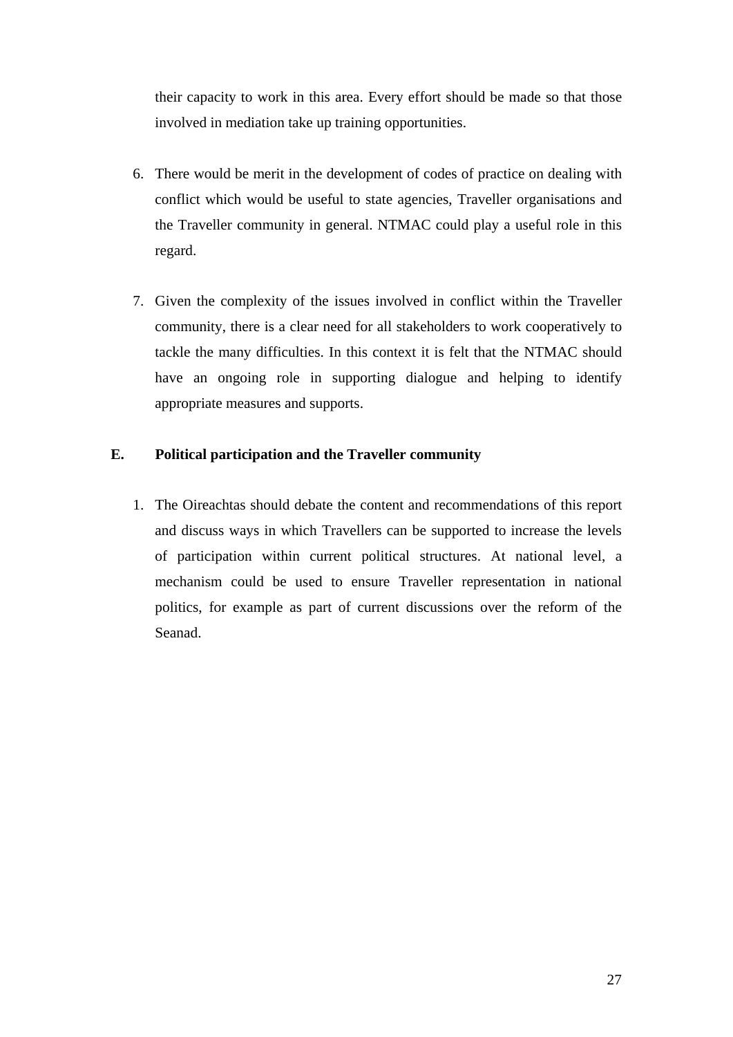their capacity to work in this area. Every effort should be made so that those involved in mediation take up training opportunities.

6. There would be merit in the development of codes of practice on dealing with conflict which would be useful to state agencies, Traveller organisations and the Traveller community in general. NTMAC could play a useful role in this regard.

7. Given the complexity of the issues involved in conflict within the Traveller community, there is a clear need for all stakeholders to work cooperatively to tackle the many difficulties. In this context it is felt that the NTMAC should have an ongoing role in supporting dialogue and helping to identify appropriate measures and supports.

**E. Political participation and the Traveller community**

1. The Oireachtas should debate the content and recommendations of this report and discuss ways in which Travellers can be supported to increase the levels of participation within current political structures. At national level, a mechanism could be used to ensure Traveller representation in national politics, for example as part of current discussions over the reform of the Seanad.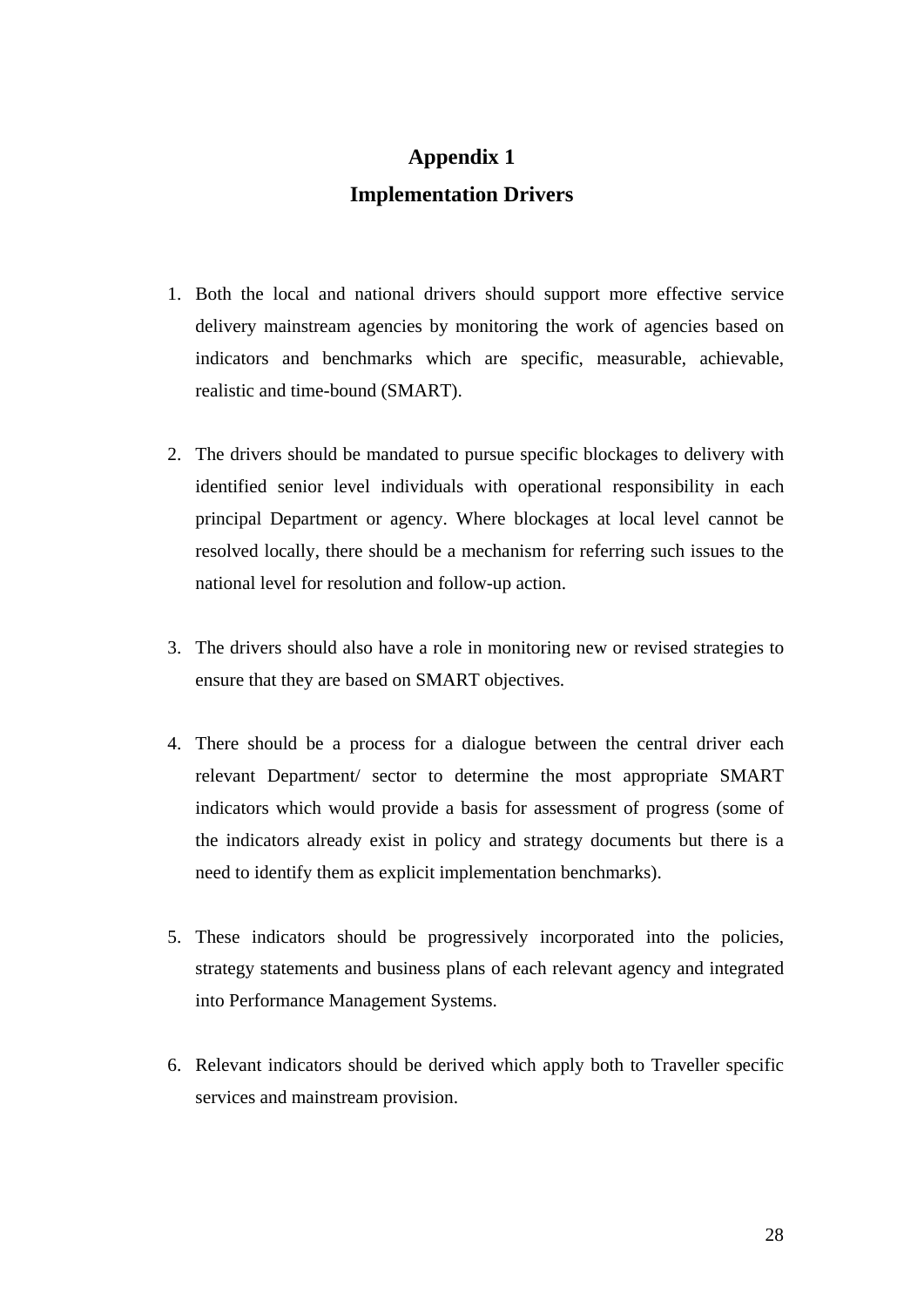# Appendix 1
## Implementation Drivers

1. Both the local and national drivers should support more effective service delivery mainstream agencies by monitoring the work of agencies based on indicators and benchmarks which are specific, measurable, achievable, realistic and time-bound (SMART).

2. The drivers should be mandated to pursue specific blockages to delivery with identified senior level individuals with operational responsibility in each principal Department or agency. Where blockages at local level cannot be resolved locally, there should be a mechanism for referring such issues to the national level for resolution and follow-up action.

3. The drivers should also have a role in monitoring new or revised strategies to ensure that they are based on SMART objectives.

4. There should be a process for a dialogue between the central driver each relevant Department/ sector to determine the most appropriate SMART indicators which would provide a basis for assessment of progress (some of the indicators already exist in policy and strategy documents but there is a need to identify them as explicit implementation benchmarks).

5. These indicators should be progressively incorporated into the policies, strategy statements and business plans of each relevant agency and integrated into Performance Management Systems.

6. Relevant indicators should be derived which apply both to Traveller specific services and mainstream provision.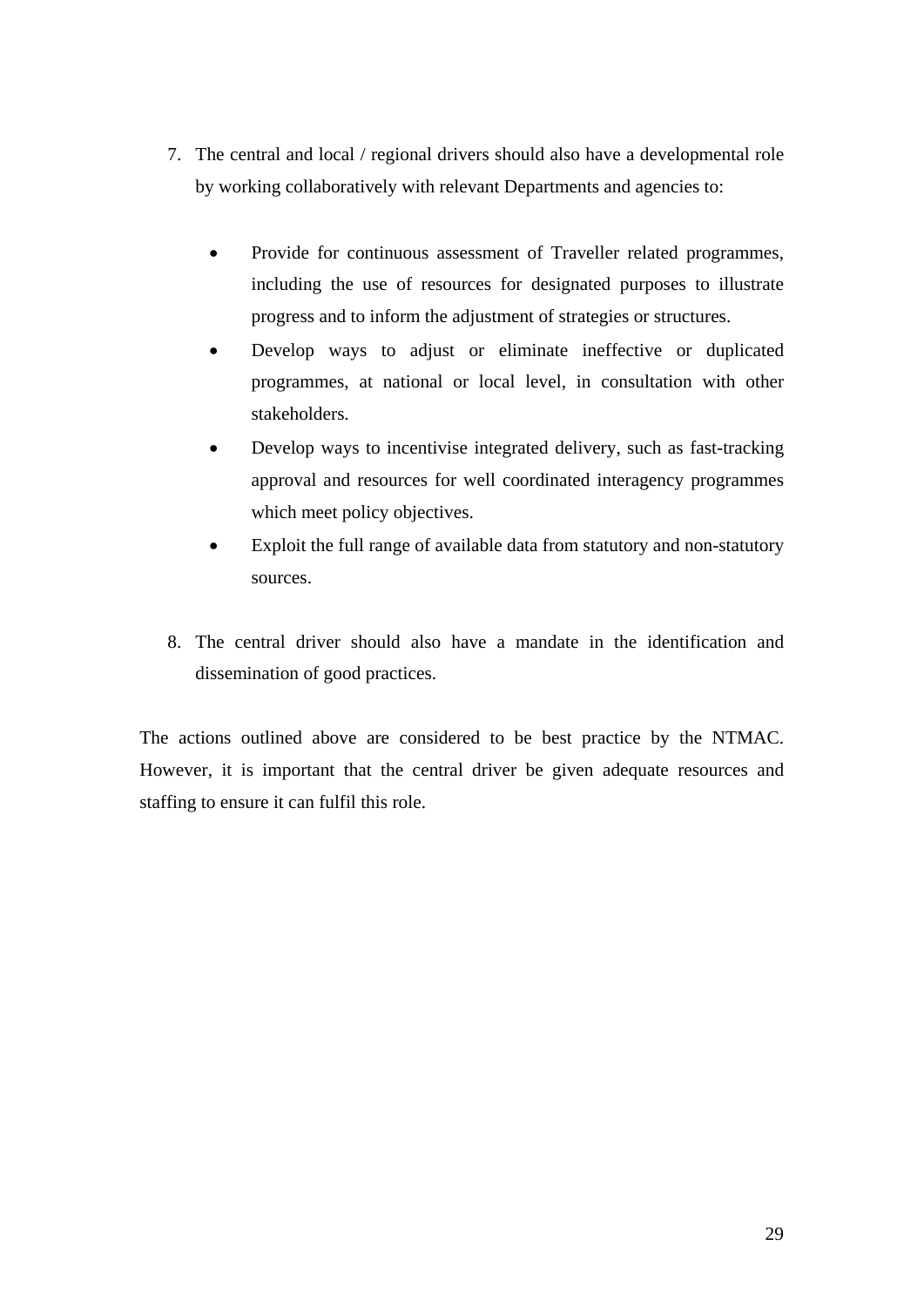7. The central and local / regional drivers should also have a developmental role by working collaboratively with relevant Departments and agencies to:

    - Provide for continuous assessment of Traveller related programmes, including the use of resources for designated purposes to illustrate progress and to inform the adjustment of strategies or structures.
    - Develop ways to adjust or eliminate ineffective or duplicated programmes, at national or local level, in consultation with other stakeholders.
    - Develop ways to incentivise integrated delivery, such as fast-tracking approval and resources for well coordinated interagency programmes which meet policy objectives.
    - Exploit the full range of available data from statutory and non-statutory sources.

8. The central driver should also have a mandate in the identification and dissemination of good practices.

The actions outlined above are considered to be best practice by the NTMAC. However, it is important that the central driver be given adequate resources and staffing to ensure it can fulfil this role.